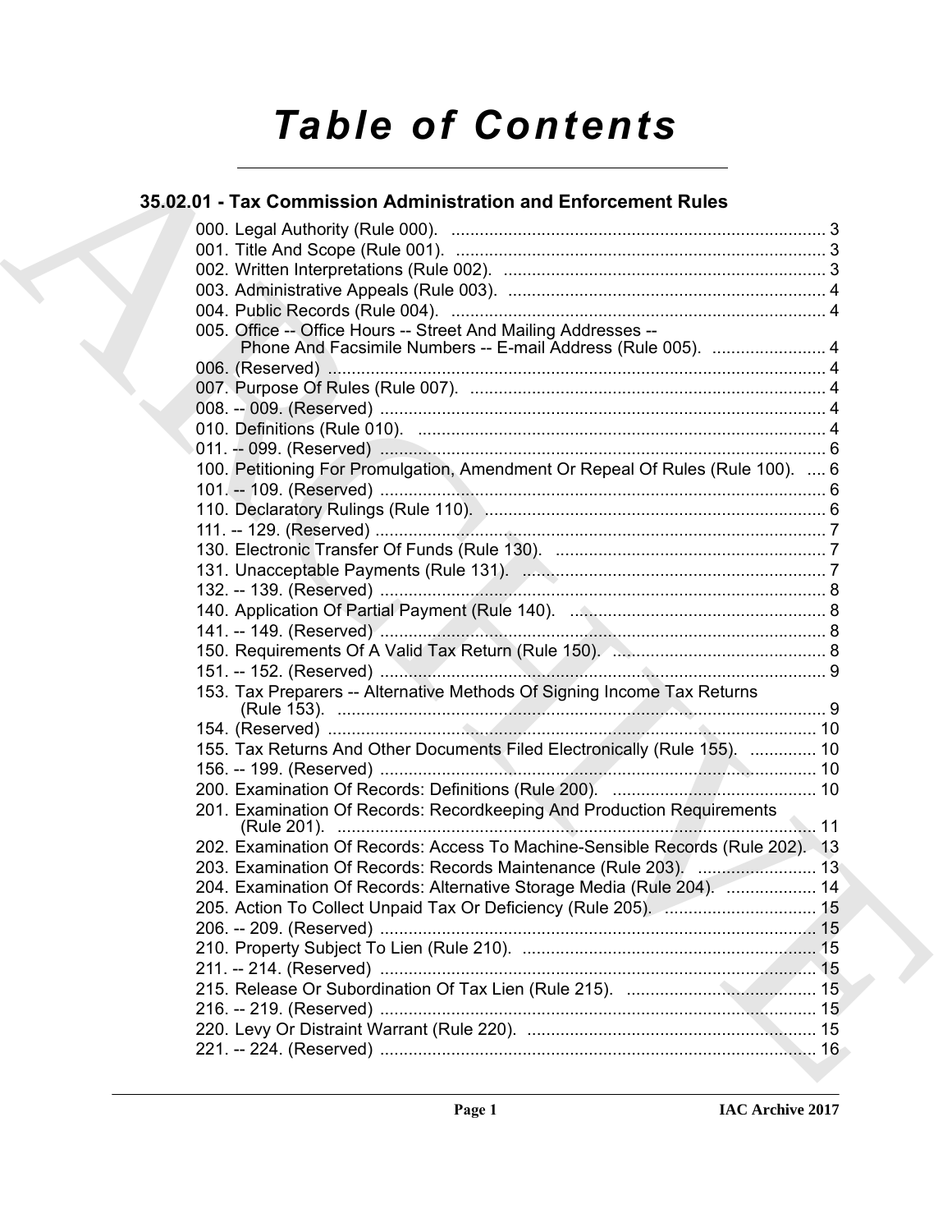# Table of Contents

## 35.02.01 - Tax Commission Administration and Enforcement Rules

000. Legal Authority (Rule 000). ............................................................................... 3
001. Title And Scope (Rule 001). .............................................................................. 3
002. Written Interpretations (Rule 002). .................................................................... 3
003. Administrative Appeals (Rule 003). ................................................................... 4
004. Public Records (Rule 004). ............................................................................... 4
005. Office -- Office Hours -- Street And Mailing Addresses -- Phone And Facsimile Numbers -- E-mail Address (Rule 005). ........................ 4
006. (Reserved) ......................................................................................................... 4
007. Purpose Of Rules (Rule 007). ........................................................................... 4
008. -- 009. (Reserved) .............................................................................................. 4
010. Definitions (Rule 010). ...................................................................................... 4
011. -- 099. (Reserved) .............................................................................................. 6
100. Petitioning For Promulgation, Amendment Or Repeal Of Rules (Rule 100). .... 6
101. -- 109. (Reserved) .............................................................................................. 6
110. Declaratory Rulings (Rule 110). ........................................................................ 6
111. -- 129. (Reserved) .............................................................................................. 7
130. Electronic Transfer Of Funds (Rule 130). ......................................................... 7
131. Unacceptable Payments (Rule 131). ................................................................ 7
132. -- 139. (Reserved) .............................................................................................. 8
140. Application Of Partial Payment (Rule 140). ...................................................... 8
141. -- 149. (Reserved) .............................................................................................. 8
150. Requirements Of A Valid Tax Return (Rule 150). ............................................. 8
151. -- 152. (Reserved) .............................................................................................. 9
153. Tax Preparers -- Alternative Methods Of Signing Income Tax Returns (Rule 153). ....................................................................................... 9
154. (Reserved) ......................................................................................................... 10
155. Tax Returns And Other Documents Filed Electronically (Rule 155). .............. 10
156. -- 199. (Reserved) ............................................................................................ 10
200. Examination Of Records: Definitions (Rule 200). ........................................... 10
201. Examination Of Records: Recordkeeping And Production Requirements (Rule 201). ...................................................................................... 11
202. Examination Of Records: Access To Machine-Sensible Records (Rule 202). 13
203. Examination Of Records: Records Maintenance (Rule 203). ......................... 13
204. Examination Of Records: Alternative Storage Media (Rule 204). ................... 14
205. Action To Collect Unpaid Tax Or Deficiency (Rule 205). ................................ 15
206. -- 209. (Reserved) ............................................................................................ 15
210. Property Subject To Lien (Rule 210). .............................................................. 15
211. -- 214. (Reserved) ............................................................................................ 15
215. Release Or Subordination Of Tax Lien (Rule 215). ........................................ 15
216. -- 219. (Reserved) ............................................................................................ 15
220. Levy Or Distraint Warrant (Rule 220). ............................................................. 15
221. -- 224. (Reserved) ............................................................................................ 16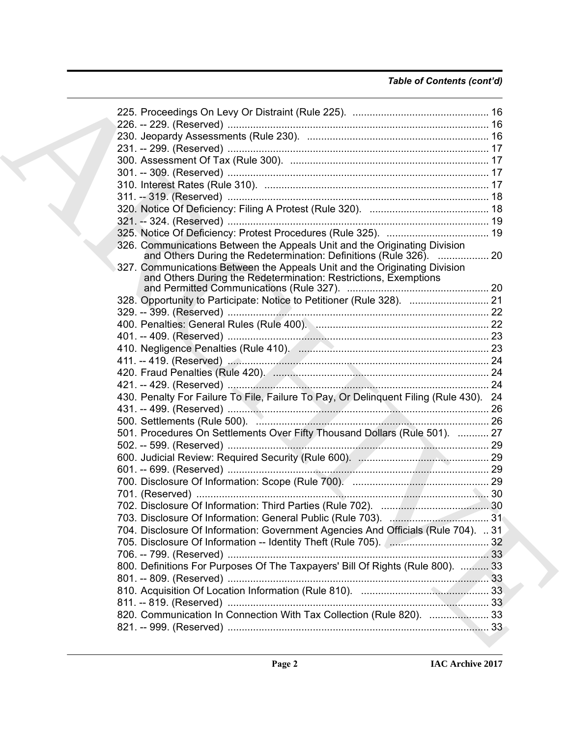*Table of Contents (cont'd)*

225. Proceedings On Levy Or Distraint (Rule 225). ................................................ 16
226. -- 229. (Reserved) ............................................................................................ 16
230. Jeopardy Assessments (Rule 230). ................................................................ 16
231. -- 299. (Reserved) ............................................................................................ 17
300. Assessment Of Tax (Rule 300). ...................................................................... 17
301. -- 309. (Reserved) ............................................................................................ 17
310. Interest Rates (Rule 310). ............................................................................... 17
311. -- 319. (Reserved) ............................................................................................ 18
320. Notice Of Deficiency: Filing A Protest (Rule 320). .......................................... 18
321. -- 324. (Reserved) ............................................................................................ 19
325. Notice Of Deficiency: Protest Procedures (Rule 325). .................................... 19
326. Communications Between the Appeals Unit and the Originating Division and Others During the Redetermination: Definitions (Rule 326). .................. 20
327. Communications Between the Appeals Unit and the Originating Division and Others During the Redetermination: Restrictions, Exemptions and Permitted Communications (Rule 327). .................................................. 20
328. Opportunity to Participate: Notice to Petitioner (Rule 328). ............................ 21
329. -- 399. (Reserved) ............................................................................................ 22
400. Penalties: General Rules (Rule 400). ............................................................. 22
401. -- 409. (Reserved) ............................................................................................ 23
410. Negligence Penalties (Rule 410). ................................................................... 23
411. -- 419. (Reserved) ............................................................................................ 24
420. Fraud Penalties (Rule 420). ............................................................................ 24
421. -- 429. (Reserved) ............................................................................................ 24
430. Penalty For Failure To File, Failure To Pay, Or Delinquent Filing (Rule 430). 24
431. -- 499. (Reserved) ............................................................................................ 26
500. Settlements (Rule 500). .................................................................................. 26
501. Procedures On Settlements Over Fifty Thousand Dollars (Rule 501). ........... 27
502. -- 599. (Reserved) ............................................................................................ 29
600. Judicial Review: Required Security (Rule 600). .............................................. 29
601. -- 699. (Reserved) ............................................................................................ 29
700. Disclosure Of Information: Scope (Rule 700). ................................................ 29
701. (Reserved) ...................................................................................................... 30
702. Disclosure Of Information: Third Parties (Rule 702). ...................................... 30
703. Disclosure Of Information: General Public (Rule 703). ................................... 31
704. Disclosure Of Information: Government Agencies And Officials (Rule 704). .. 31
705. Disclosure Of Information -- Identity Theft (Rule 705). ................................... 32
706. -- 799. (Reserved) ............................................................................................ 33
800. Definitions For Purposes Of The Taxpayers' Bill Of Rights (Rule 800). .......... 33
801. -- 809. (Reserved) ............................................................................................ 33
810. Acquisition Of Location Information (Rule 810). ............................................. 33
811. -- 819. (Reserved) ............................................................................................ 33
820. Communication In Connection With Tax Collection (Rule 820). ..................... 33
821. -- 999. (Reserved) ............................................................................................ 33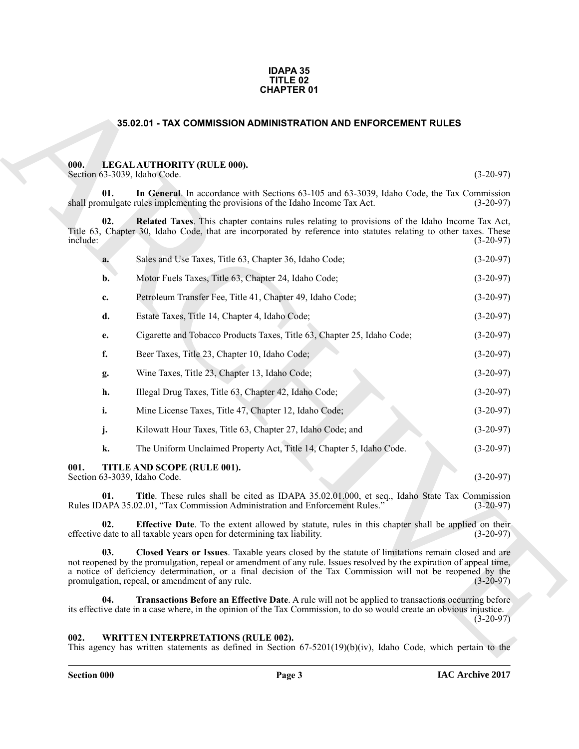# IDAPA 35
# TITLE 02
# CHAPTER 01

## 35.02.01 - TAX COMMISSION ADMINISTRATION AND ENFORCEMENT RULES

### 000. LEGAL AUTHORITY (RULE 000).

Section 63-3039, Idaho Code. (3-20-97)

**01. In General**. In accordance with Sections 63-105 and 63-3039, Idaho Code, the Tax Commission shall promulgate rules implementing the provisions of the Idaho Income Tax Act. (3-20-97)

**02. Related Taxes**. This chapter contains rules relating to provisions of the Idaho Income Tax Act, Title 63, Chapter 30, Idaho Code, that are incorporated by reference into statutes relating to other taxes. These include: (3-20-97)

**a.** Sales and Use Taxes, Title 63, Chapter 36, Idaho Code; (3-20-97)

**b.** Motor Fuels Taxes, Title 63, Chapter 24, Idaho Code; (3-20-97)

**c.** Petroleum Transfer Fee, Title 41, Chapter 49, Idaho Code; (3-20-97)

**d.** Estate Taxes, Title 14, Chapter 4, Idaho Code; (3-20-97)

**e.** Cigarette and Tobacco Products Taxes, Title 63, Chapter 25, Idaho Code; (3-20-97)

**f.** Beer Taxes, Title 23, Chapter 10, Idaho Code; (3-20-97)

**g.** Wine Taxes, Title 23, Chapter 13, Idaho Code; (3-20-97)

**h.** Illegal Drug Taxes, Title 63, Chapter 42, Idaho Code; (3-20-97)

**i.** Mine License Taxes, Title 47, Chapter 12, Idaho Code; (3-20-97)

**j.** Kilowatt Hour Taxes, Title 63, Chapter 27, Idaho Code; and (3-20-97)

**k.** The Uniform Unclaimed Property Act, Title 14, Chapter 5, Idaho Code. (3-20-97)

### 001. TITLE AND SCOPE (RULE 001).

Section 63-3039, Idaho Code. (3-20-97)

**01. Title**. These rules shall be cited as IDAPA 35.02.01.000, et seq., Idaho State Tax Commission Rules IDAPA 35.02.01, "Tax Commission Administration and Enforcement Rules." (3-20-97)

**02. Effective Date**. To the extent allowed by statute, rules in this chapter shall be applied on their effective date to all taxable years open for determining tax liability. (3-20-97)

**03. Closed Years or Issues**. Taxable years closed by the statute of limitations remain closed and are not reopened by the promulgation, repeal or amendment of any rule. Issues resolved by the expiration of appeal time, a notice of deficiency determination, or a final decision of the Tax Commission will not be reopened by the promulgation, repeal, or amendment of any rule. (3-20-97)

**04. Transactions Before an Effective Date**. A rule will not be applied to transactions occurring before its effective date in a case where, in the opinion of the Tax Commission, to do so would create an obvious injustice. (3-20-97)

### 002. WRITTEN INTERPRETATIONS (RULE 002).

This agency has written statements as defined in Section 67-5201(19)(b)(iv), Idaho Code, which pertain to the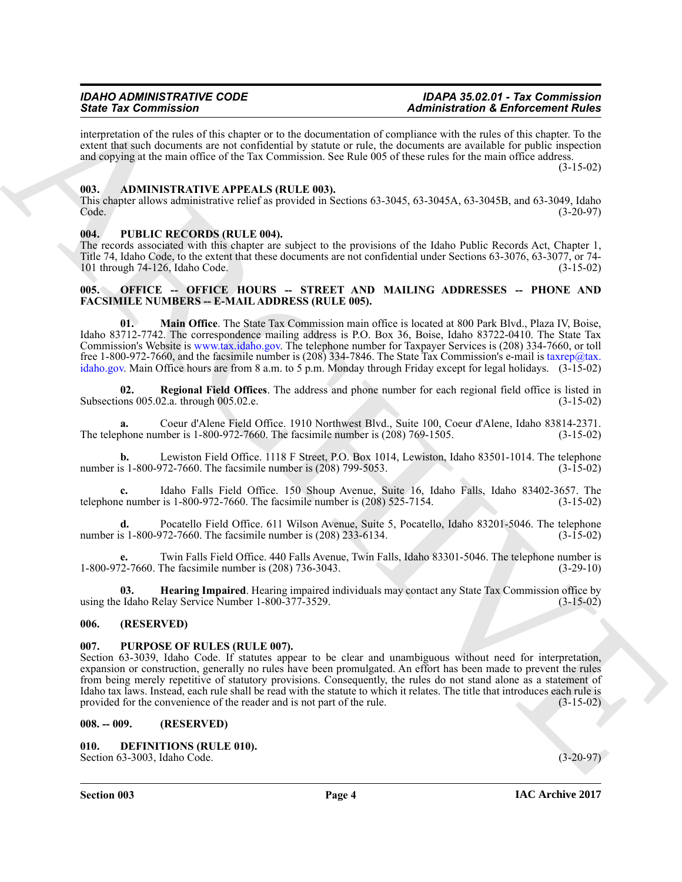interpretation of the rules of this chapter or to the documentation of compliance with the rules of this chapter. To the extent that such documents are not confidential by statute or rule, the documents are available for public inspection and copying at the main office of the Tax Commission. See Rule 005 of these rules for the main office address. (3-15-02)

### 003. ADMINISTRATIVE APPEALS (RULE 003).

This chapter allows administrative relief as provided in Sections 63-3045, 63-3045A, 63-3045B, and 63-3049, Idaho Code. (3-20-97)

### 004. PUBLIC RECORDS (RULE 004).

The records associated with this chapter are subject to the provisions of the Idaho Public Records Act, Chapter 1, Title 74, Idaho Code, to the extent that these documents are not confidential under Sections 63-3076, 63-3077, or 74-101 through 74-126, Idaho Code. (3-15-02)

### 005. OFFICE -- OFFICE HOURS -- STREET AND MAILING ADDRESSES -- PHONE AND FACSIMILE NUMBERS -- E-MAIL ADDRESS (RULE 005).

**01. Main Office**. The State Tax Commission main office is located at 800 Park Blvd., Plaza IV, Boise, Idaho 83712-7742. The correspondence mailing address is P.O. Box 36, Boise, Idaho 83722-0410. The State Tax Commission's Website is www.tax.idaho.gov. The telephone number for Taxpayer Services is (208) 334-7660, or toll free 1-800-972-7660, and the facsimile number is (208) 334-7846. The State Tax Commission's e-mail is taxrep@tax.idaho.gov. Main Office hours are from 8 a.m. to 5 p.m. Monday through Friday except for legal holidays. (3-15-02)

**02. Regional Field Offices**. The address and phone number for each regional field office is listed in Subsections 005.02.a. through 005.02.e. (3-15-02)

**a.** Coeur d'Alene Field Office. 1910 Northwest Blvd., Suite 100, Coeur d'Alene, Idaho 83814-2371. The telephone number is 1-800-972-7660. The facsimile number is (208) 769-1505. (3-15-02)

**b.** Lewiston Field Office. 1118 F Street, P.O. Box 1014, Lewiston, Idaho 83501-1014. The telephone number is 1-800-972-7660. The facsimile number is (208) 799-5053. (3-15-02)

**c.** Idaho Falls Field Office. 150 Shoup Avenue, Suite 16, Idaho Falls, Idaho 83402-3657. The telephone number is 1-800-972-7660. The facsimile number is (208) 525-7154. (3-15-02)

**d.** Pocatello Field Office. 611 Wilson Avenue, Suite 5, Pocatello, Idaho 83201-5046. The telephone number is 1-800-972-7660. The facsimile number is (208) 233-6134. (3-15-02)

**e.** Twin Falls Field Office. 440 Falls Avenue, Twin Falls, Idaho 83301-5046. The telephone number is 1-800-972-7660. The facsimile number is (208) 736-3043. (3-29-10)

**03. Hearing Impaired**. Hearing impaired individuals may contact any State Tax Commission office by using the Idaho Relay Service Number 1-800-377-3529. (3-15-02)

### 006. (RESERVED)

### 007. PURPOSE OF RULES (RULE 007).

Section 63-3039, Idaho Code. If statutes appear to be clear and unambiguous without need for interpretation, expansion or construction, generally no rules have been promulgated. An effort has been made to prevent the rules from being merely repetitive of statutory provisions. Consequently, the rules do not stand alone as a statement of Idaho tax laws. Instead, each rule shall be read with the statute to which it relates. The title that introduces each rule is provided for the convenience of the reader and is not part of the rule. (3-15-02)

### 008. -- 009. (RESERVED)

### 010. DEFINITIONS (RULE 010).

Section 63-3003, Idaho Code. (3-20-97)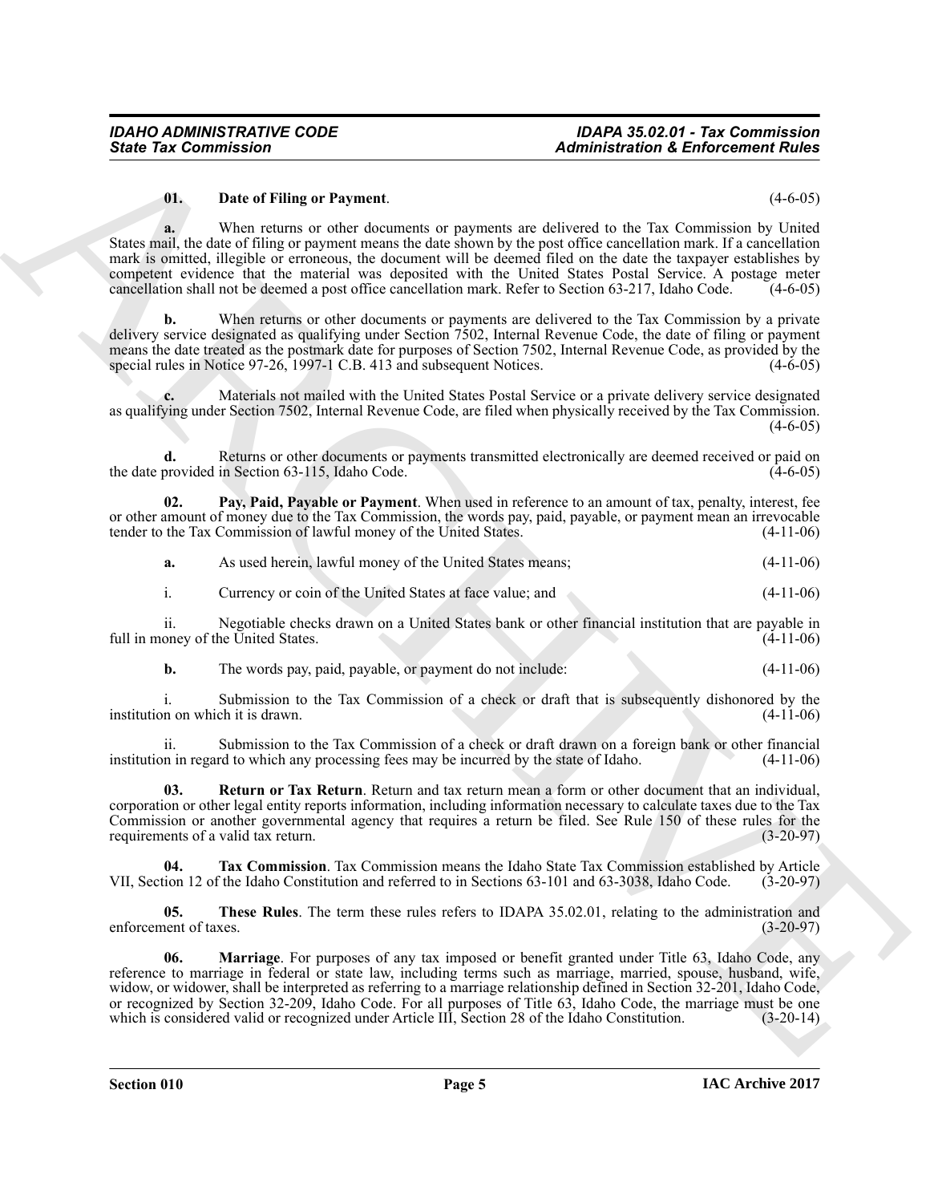**01. Date of Filing or Payment**. (4-6-05)

**a.** When returns or other documents or payments are delivered to the Tax Commission by United States mail, the date of filing or payment means the date shown by the post office cancellation mark. If a cancellation mark is omitted, illegible or erroneous, the document will be deemed filed on the date the taxpayer establishes by competent evidence that the material was deposited with the United States Postal Service. A postage meter cancellation shall not be deemed a post office cancellation mark. Refer to Section 63-217, Idaho Code. (4-6-05)

**b.** When returns or other documents or payments are delivered to the Tax Commission by a private delivery service designated as qualifying under Section 7502, Internal Revenue Code, the date of filing or payment means the date treated as the postmark date for purposes of Section 7502, Internal Revenue Code, as provided by the special rules in Notice 97-26, 1997-1 C.B. 413 and subsequent Notices. (4-6-05)

**c.** Materials not mailed with the United States Postal Service or a private delivery service designated as qualifying under Section 7502, Internal Revenue Code, are filed when physically received by the Tax Commission. (4-6-05)

**d.** Returns or other documents or payments transmitted electronically are deemed received or paid on the date provided in Section 63-115, Idaho Code. (4-6-05)

**02. Pay, Paid, Payable or Payment**. When used in reference to an amount of tax, penalty, interest, fee or other amount of money due to the Tax Commission, the words pay, paid, payable, or payment mean an irrevocable tender to the Tax Commission of lawful money of the United States. (4-11-06)

**a.** As used herein, lawful money of the United States means; (4-11-06)

i. Currency or coin of the United States at face value; and (4-11-06)

ii. Negotiable checks drawn on a United States bank or other financial institution that are payable in full in money of the United States. (4-11-06)

**b.** The words pay, paid, payable, or payment do not include: (4-11-06)

i. Submission to the Tax Commission of a check or draft that is subsequently dishonored by the institution on which it is drawn. (4-11-06)

ii. Submission to the Tax Commission of a check or draft drawn on a foreign bank or other financial institution in regard to which any processing fees may be incurred by the state of Idaho. (4-11-06)

**03. Return or Tax Return**. Return and tax return mean a form or other document that an individual, corporation or other legal entity reports information, including information necessary to calculate taxes due to the Tax Commission or another governmental agency that requires a return be filed. See Rule 150 of these rules for the requirements of a valid tax return. (3-20-97)

**04. Tax Commission**. Tax Commission means the Idaho State Tax Commission established by Article VII, Section 12 of the Idaho Constitution and referred to in Sections 63-101 and 63-3038, Idaho Code. (3-20-97)

**05. These Rules**. The term these rules refers to IDAPA 35.02.01, relating to the administration and enforcement of taxes. (3-20-97)

**06. Marriage**. For purposes of any tax imposed or benefit granted under Title 63, Idaho Code, any reference to marriage in federal or state law, including terms such as marriage, married, spouse, husband, wife, widow, or widower, shall be interpreted as referring to a marriage relationship defined in Section 32-201, Idaho Code, or recognized by Section 32-209, Idaho Code. For all purposes of Title 63, Idaho Code, the marriage must be one which is considered valid or recognized under Article III, Section 28 of the Idaho Constitution. (3-20-14)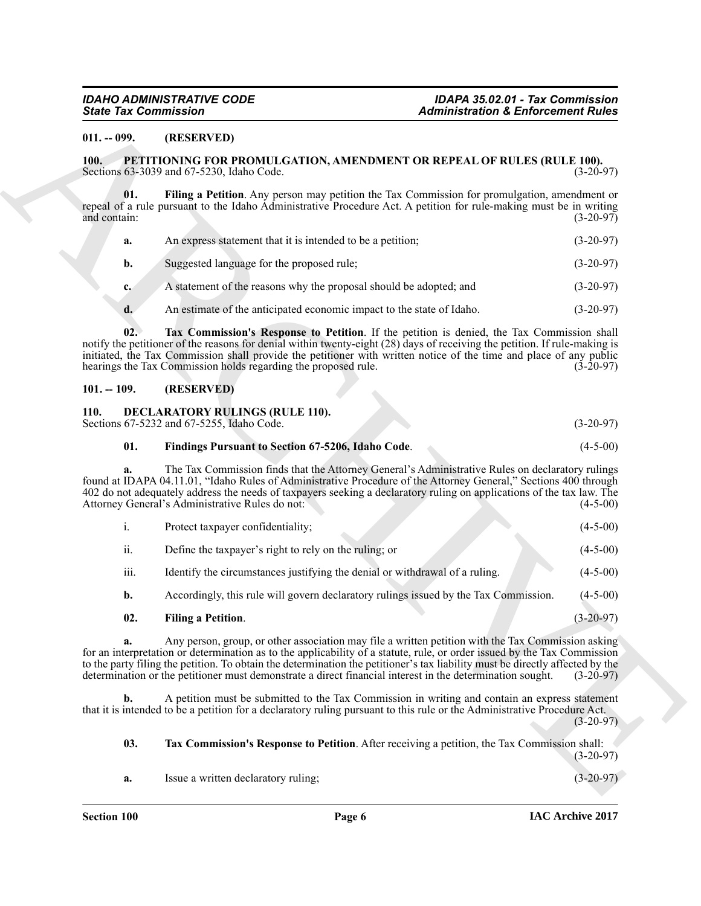**011. -- 099. (RESERVED)**

**100. PETITIONING FOR PROMULGATION, AMENDMENT OR REPEAL OF RULES (RULE 100).**
Sections 63-3039 and 67-5230, Idaho Code. (3-20-97)

**01. Filing a Petition**. Any person may petition the Tax Commission for promulgation, amendment or repeal of a rule pursuant to the Idaho Administrative Procedure Act. A petition for rule-making must be in writing and contain: (3-20-97)

**a.** An express statement that it is intended to be a petition; (3-20-97)

**b.** Suggested language for the proposed rule; (3-20-97)

**c.** A statement of the reasons why the proposal should be adopted; and (3-20-97)

**d.** An estimate of the anticipated economic impact to the state of Idaho. (3-20-97)

**02. Tax Commission's Response to Petition**. If the petition is denied, the Tax Commission shall notify the petitioner of the reasons for denial within twenty-eight (28) days of receiving the petition. If rule-making is initiated, the Tax Commission shall provide the petitioner with written notice of the time and place of any public hearings the Tax Commission holds regarding the proposed rule. (3-20-97)

**101. -- 109. (RESERVED)**

**110. DECLARATORY RULINGS (RULE 110).**
Sections 67-5232 and 67-5255, Idaho Code. (3-20-97)

**01. Findings Pursuant to Section 67-5206, Idaho Code**. (4-5-00)

**a.** The Tax Commission finds that the Attorney General's Administrative Rules on declaratory rulings found at IDAPA 04.11.01, "Idaho Rules of Administrative Procedure of the Attorney General," Sections 400 through 402 do not adequately address the needs of taxpayers seeking a declaratory ruling on applications of the tax law. The Attorney General's Administrative Rules do not: (4-5-00)

i. Protect taxpayer confidentiality; (4-5-00)

ii. Define the taxpayer's right to rely on the ruling; or (4-5-00)

iii. Identify the circumstances justifying the denial or withdrawal of a ruling. (4-5-00)

**b.** Accordingly, this rule will govern declaratory rulings issued by the Tax Commission. (4-5-00)

**02. Filing a Petition**. (3-20-97)

**a.** Any person, group, or other association may file a written petition with the Tax Commission asking for an interpretation or determination as to the applicability of a statute, rule, or order issued by the Tax Commission to the party filing the petition. To obtain the determination the petitioner's tax liability must be directly affected by the determination or the petitioner must demonstrate a direct financial interest in the determination sought. (3-20-97)

**b.** A petition must be submitted to the Tax Commission in writing and contain an express statement that it is intended to be a petition for a declaratory ruling pursuant to this rule or the Administrative Procedure Act. (3-20-97)

**03. Tax Commission's Response to Petition**. After receiving a petition, the Tax Commission shall: (3-20-97)

**a.** Issue a written declaratory ruling; (3-20-97)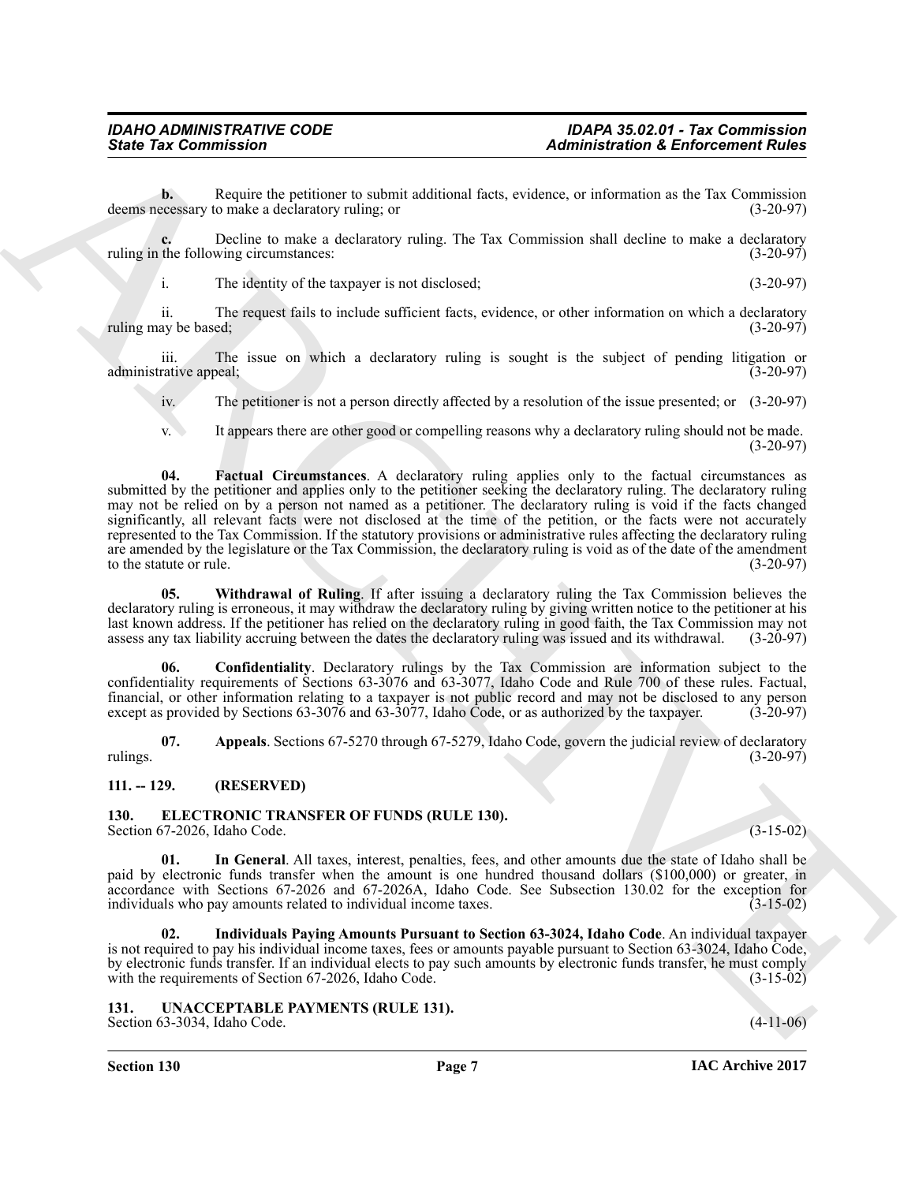**b.** Require the petitioner to submit additional facts, evidence, or information as the Tax Commission deems necessary to make a declaratory ruling; or (3-20-97)

**c.** Decline to make a declaratory ruling. The Tax Commission shall decline to make a declaratory ruling in the following circumstances: (3-20-97)

i. The identity of the taxpayer is not disclosed; (3-20-97)

ii. The request fails to include sufficient facts, evidence, or other information on which a declaratory ruling may be based; (3-20-97)

iii. The issue on which a declaratory ruling is sought is the subject of pending litigation or administrative appeal; (3-20-97)

iv. The petitioner is not a person directly affected by a resolution of the issue presented; or (3-20-97)

v. It appears there are other good or compelling reasons why a declaratory ruling should not be made. (3-20-97)

**04. Factual Circumstances**. A declaratory ruling applies only to the factual circumstances as submitted by the petitioner and applies only to the petitioner seeking the declaratory ruling. The declaratory ruling may not be relied on by a person not named as a petitioner. The declaratory ruling is void if the facts changed significantly, all relevant facts were not disclosed at the time of the petition, or the facts were not accurately represented to the Tax Commission. If the statutory provisions or administrative rules affecting the declaratory ruling are amended by the legislature or the Tax Commission, the declaratory ruling is void as of the date of the amendment to the statute or rule. (3-20-97)

**05. Withdrawal of Ruling**. If after issuing a declaratory ruling the Tax Commission believes the declaratory ruling is erroneous, it may withdraw the declaratory ruling by giving written notice to the petitioner at his last known address. If the petitioner has relied on the declaratory ruling in good faith, the Tax Commission may not assess any tax liability accruing between the dates the declaratory ruling was issued and its withdrawal. (3-20-97)

**06. Confidentiality**. Declaratory rulings by the Tax Commission are information subject to the confidentiality requirements of Sections 63-3076 and 63-3077, Idaho Code and Rule 700 of these rules. Factual, financial, or other information relating to a taxpayer is not public record and may not be disclosed to any person except as provided by Sections 63-3076 and 63-3077, Idaho Code, or as authorized by the taxpayer. (3-20-97)

**07. Appeals**. Sections 67-5270 through 67-5279, Idaho Code, govern the judicial review of declaratory rulings. (3-20-97)

## 111. -- 129. (RESERVED)

## 130. ELECTRONIC TRANSFER OF FUNDS (RULE 130).

Section 67-2026, Idaho Code. (3-15-02)

**01. In General**. All taxes, interest, penalties, fees, and other amounts due the state of Idaho shall be paid by electronic funds transfer when the amount is one hundred thousand dollars ($100,000) or greater, in accordance with Sections 67-2026 and 67-2026A, Idaho Code. See Subsection 130.02 for the exception for individuals who pay amounts related to individual income taxes. (3-15-02)

**02. Individuals Paying Amounts Pursuant to Section 63-3024, Idaho Code**. An individual taxpayer is not required to pay his individual income taxes, fees or amounts payable pursuant to Section 63-3024, Idaho Code, by electronic funds transfer. If an individual elects to pay such amounts by electronic funds transfer, he must comply with the requirements of Section 67-2026, Idaho Code. (3-15-02)

## 131. UNACCEPTABLE PAYMENTS (RULE 131).

Section 63-3034, Idaho Code. (4-11-06)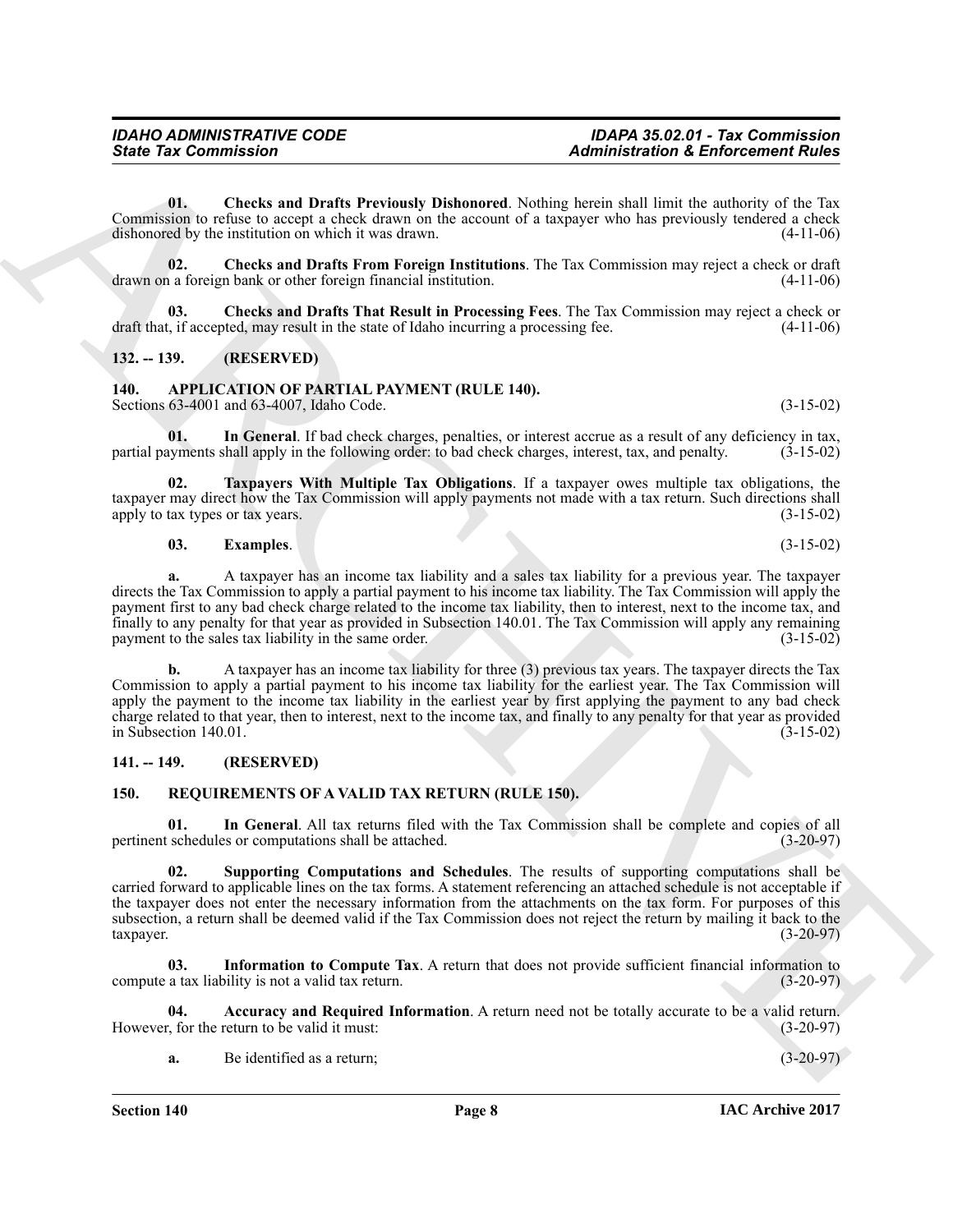**01. Checks and Drafts Previously Dishonored**. Nothing herein shall limit the authority of the Tax Commission to refuse to accept a check drawn on the account of a taxpayer who has previously tendered a check dishonored by the institution on which it was drawn. (4-11-06)

**02. Checks and Drafts From Foreign Institutions**. The Tax Commission may reject a check or draft drawn on a foreign bank or other foreign financial institution. (4-11-06)

**03. Checks and Drafts That Result in Processing Fees**. The Tax Commission may reject a check or draft that, if accepted, may result in the state of Idaho incurring a processing fee. (4-11-06)

## 132. -- 139. (RESERVED)

## 140. APPLICATION OF PARTIAL PAYMENT (RULE 140).

Sections 63-4001 and 63-4007, Idaho Code. (3-15-02)

**01. In General**. If bad check charges, penalties, or interest accrue as a result of any deficiency in tax, partial payments shall apply in the following order: to bad check charges, interest, tax, and penalty. (3-15-02)

**02. Taxpayers With Multiple Tax Obligations**. If a taxpayer owes multiple tax obligations, the taxpayer may direct how the Tax Commission will apply payments not made with a tax return. Such directions shall apply to tax types or tax years. (3-15-02)

**03. Examples**. (3-15-02)

**a.** A taxpayer has an income tax liability and a sales tax liability for a previous year. The taxpayer directs the Tax Commission to apply a partial payment to his income tax liability. The Tax Commission will apply the payment first to any bad check charge related to the income tax liability, then to interest, next to the income tax, and finally to any penalty for that year as provided in Subsection 140.01. The Tax Commission will apply any remaining payment to the sales tax liability in the same order. (3-15-02)

**b.** A taxpayer has an income tax liability for three (3) previous tax years. The taxpayer directs the Tax Commission to apply a partial payment to his income tax liability for the earliest year. The Tax Commission will apply the payment to the income tax liability in the earliest year by first applying the payment to any bad check charge related to that year, then to interest, next to the income tax, and finally to any penalty for that year as provided in Subsection 140.01. (3-15-02)

## 141. -- 149. (RESERVED)

## 150. REQUIREMENTS OF A VALID TAX RETURN (RULE 150).

**01. In General**. All tax returns filed with the Tax Commission shall be complete and copies of all pertinent schedules or computations shall be attached. (3-20-97)

**02. Supporting Computations and Schedules**. The results of supporting computations shall be carried forward to applicable lines on the tax forms. A statement referencing an attached schedule is not acceptable if the taxpayer does not enter the necessary information from the attachments on the tax form. For purposes of this subsection, a return shall be deemed valid if the Tax Commission does not reject the return by mailing it back to the taxpayer. (3-20-97)

**03. Information to Compute Tax**. A return that does not provide sufficient financial information to compute a tax liability is not a valid tax return. (3-20-97)

**04. Accuracy and Required Information**. A return need not be totally accurate to be a valid return. However, for the return to be valid it must: (3-20-97)

**a.** Be identified as a return; (3-20-97)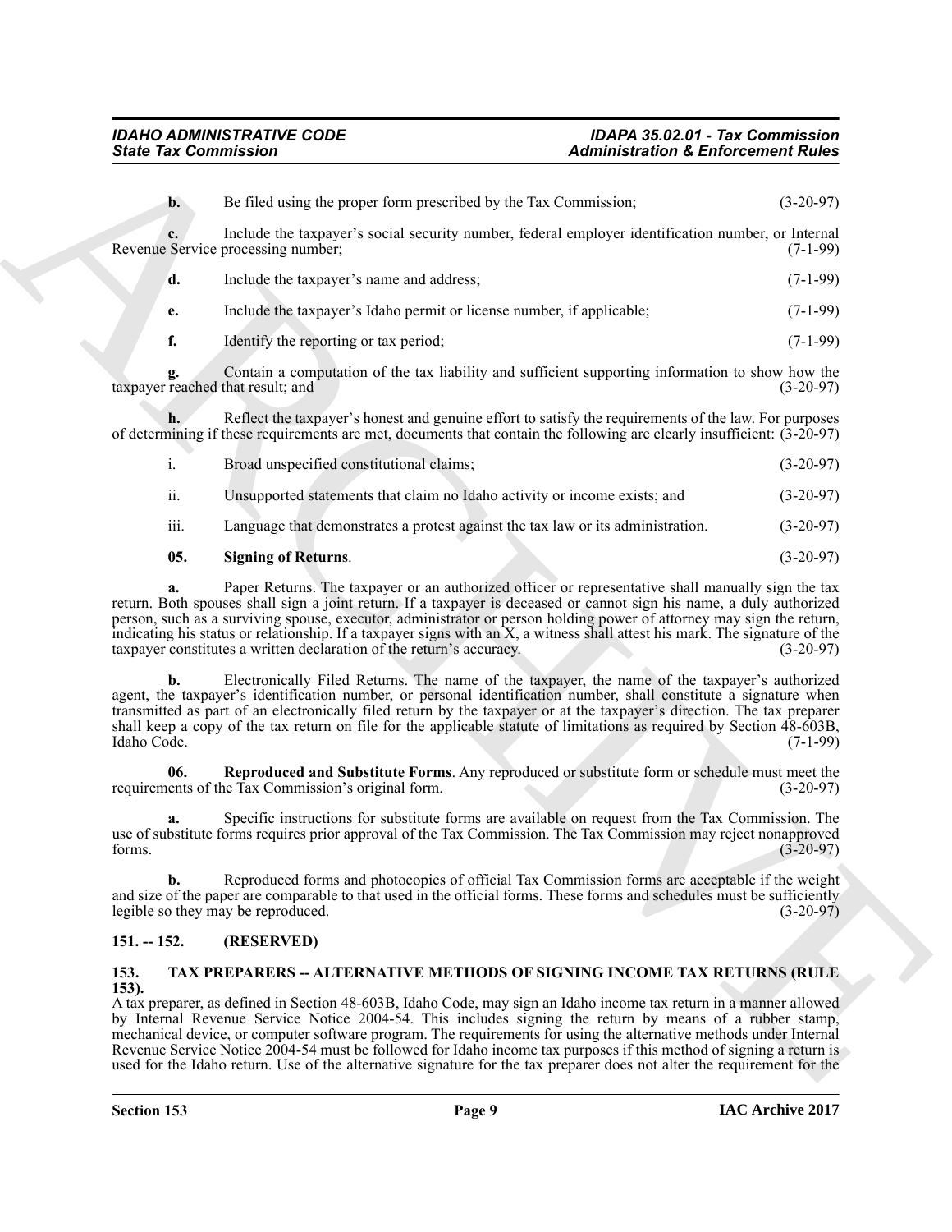**b.** Be filed using the proper form prescribed by the Tax Commission; (3-20-97)

**c.** Include the taxpayer's social security number, federal employer identification number, or Internal Revenue Service processing number; (7-1-99)

**d.** Include the taxpayer's name and address; (7-1-99)

**e.** Include the taxpayer's Idaho permit or license number, if applicable; (7-1-99)

**f.** Identify the reporting or tax period; (7-1-99)

**g.** Contain a computation of the tax liability and sufficient supporting information to show how the taxpayer reached that result; and (3-20-97)

**h.** Reflect the taxpayer's honest and genuine effort to satisfy the requirements of the law. For purposes of determining if these requirements are met, documents that contain the following are clearly insufficient: (3-20-97)

i. Broad unspecified constitutional claims; (3-20-97)

ii. Unsupported statements that claim no Idaho activity or income exists; and (3-20-97)

iii. Language that demonstrates a protest against the tax law or its administration. (3-20-97)

**05. Signing of Returns**. (3-20-97)

**a.** Paper Returns. The taxpayer or an authorized officer or representative shall manually sign the tax return. Both spouses shall sign a joint return. If a taxpayer is deceased or cannot sign his name, a duly authorized person, such as a surviving spouse, executor, administrator or person holding power of attorney may sign the return, indicating his status or relationship. If a taxpayer signs with an X, a witness shall attest his mark. The signature of the taxpayer constitutes a written declaration of the return's accuracy. (3-20-97)

**b.** Electronically Filed Returns. The name of the taxpayer, the name of the taxpayer's authorized agent, the taxpayer's identification number, or personal identification number, shall constitute a signature when transmitted as part of an electronically filed return by the taxpayer or at the taxpayer's direction. The tax preparer shall keep a copy of the tax return on file for the applicable statute of limitations as required by Section 48-603B, Idaho Code. (7-1-99)

**06. Reproduced and Substitute Forms**. Any reproduced or substitute form or schedule must meet the requirements of the Tax Commission's original form. (3-20-97)

**a.** Specific instructions for substitute forms are available on request from the Tax Commission. The use of substitute forms requires prior approval of the Tax Commission. The Tax Commission may reject nonapproved forms. (3-20-97)

**b.** Reproduced forms and photocopies of official Tax Commission forms are acceptable if the weight and size of the paper are comparable to that used in the official forms. These forms and schedules must be sufficiently legible so they may be reproduced. (3-20-97)

## 151. -- 152. (RESERVED)

## 153. TAX PREPARERS -- ALTERNATIVE METHODS OF SIGNING INCOME TAX RETURNS (RULE 153).

A tax preparer, as defined in Section 48-603B, Idaho Code, may sign an Idaho income tax return in a manner allowed by Internal Revenue Service Notice 2004-54. This includes signing the return by means of a rubber stamp, mechanical device, or computer software program. The requirements for using the alternative methods under Internal Revenue Service Notice 2004-54 must be followed for Idaho income tax purposes if this method of signing a return is used for the Idaho return. Use of the alternative signature for the tax preparer does not alter the requirement for the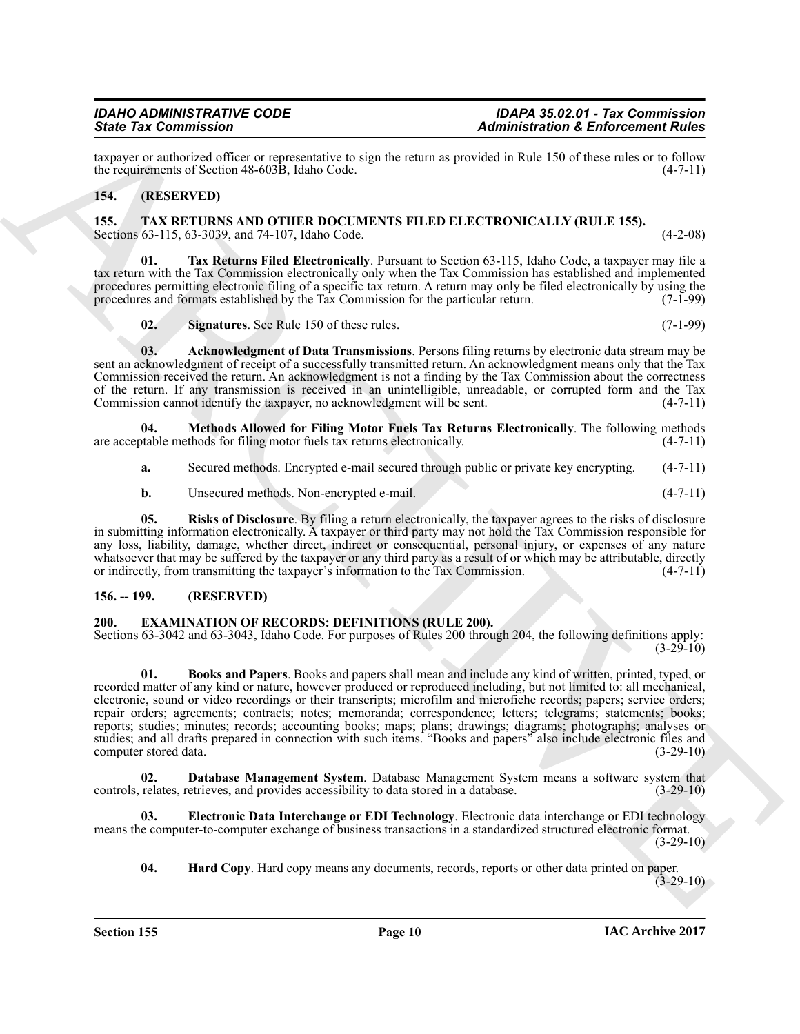taxpayer or authorized officer or representative to sign the return as provided in Rule 150 of these rules or to follow the requirements of Section 48-603B, Idaho Code. (4-7-11)

## 154. (RESERVED)

## 155. TAX RETURNS AND OTHER DOCUMENTS FILED ELECTRONICALLY (RULE 155).

Sections 63-115, 63-3039, and 74-107, Idaho Code. (4-2-08)

**01. Tax Returns Filed Electronically**. Pursuant to Section 63-115, Idaho Code, a taxpayer may file a tax return with the Tax Commission electronically only when the Tax Commission has established and implemented procedures permitting electronic filing of a specific tax return. A return may only be filed electronically by using the procedures and formats established by the Tax Commission for the particular return. (7-1-99)

**02. Signatures**. See Rule 150 of these rules. (7-1-99)

**03. Acknowledgment of Data Transmissions**. Persons filing returns by electronic data stream may be sent an acknowledgment of receipt of a successfully transmitted return. An acknowledgment means only that the Tax Commission received the return. An acknowledgment is not a finding by the Tax Commission about the correctness of the return. If any transmission is received in an unintelligible, unreadable, or corrupted form and the Tax Commission cannot identify the taxpayer, no acknowledgment will be sent. (4-7-11)

**04. Methods Allowed for Filing Motor Fuels Tax Returns Electronically**. The following methods are acceptable methods for filing motor fuels tax returns electronically. (4-7-11)

**a.** Secured methods. Encrypted e-mail secured through public or private key encrypting. (4-7-11)

**b.** Unsecured methods. Non-encrypted e-mail. (4-7-11)

**05. Risks of Disclosure**. By filing a return electronically, the taxpayer agrees to the risks of disclosure in submitting information electronically. A taxpayer or third party may not hold the Tax Commission responsible for any loss, liability, damage, whether direct, indirect or consequential, personal injury, or expenses of any nature whatsoever that may be suffered by the taxpayer or any third party as a result of or which may be attributable, directly or indirectly, from transmitting the taxpayer's information to the Tax Commission. (4-7-11)

## 156. -- 199. (RESERVED)

## 200. EXAMINATION OF RECORDS: DEFINITIONS (RULE 200).

Sections 63-3042 and 63-3043, Idaho Code. For purposes of Rules 200 through 204, the following definitions apply: (3-29-10)

**01. Books and Papers**. Books and papers shall mean and include any kind of written, printed, typed, or recorded matter of any kind or nature, however produced or reproduced including, but not limited to: all mechanical, electronic, sound or video recordings or their transcripts; microfilm and microfiche records; papers; service orders; repair orders; agreements; contracts; notes; memoranda; correspondence; letters; telegrams; statements; books; reports; studies; minutes; records; accounting books; maps; plans; drawings; diagrams; photographs; analyses or studies; and all drafts prepared in connection with such items. "Books and papers" also include electronic files and computer stored data. (3-29-10)

**02. Database Management System**. Database Management System means a software system that controls, relates, retrieves, and provides accessibility to data stored in a database. (3-29-10)

**03. Electronic Data Interchange or EDI Technology**. Electronic data interchange or EDI technology means the computer-to-computer exchange of business transactions in a standardized structured electronic format. (3-29-10)

**04. Hard Copy**. Hard copy means any documents, records, reports or other data printed on paper. (3-29-10)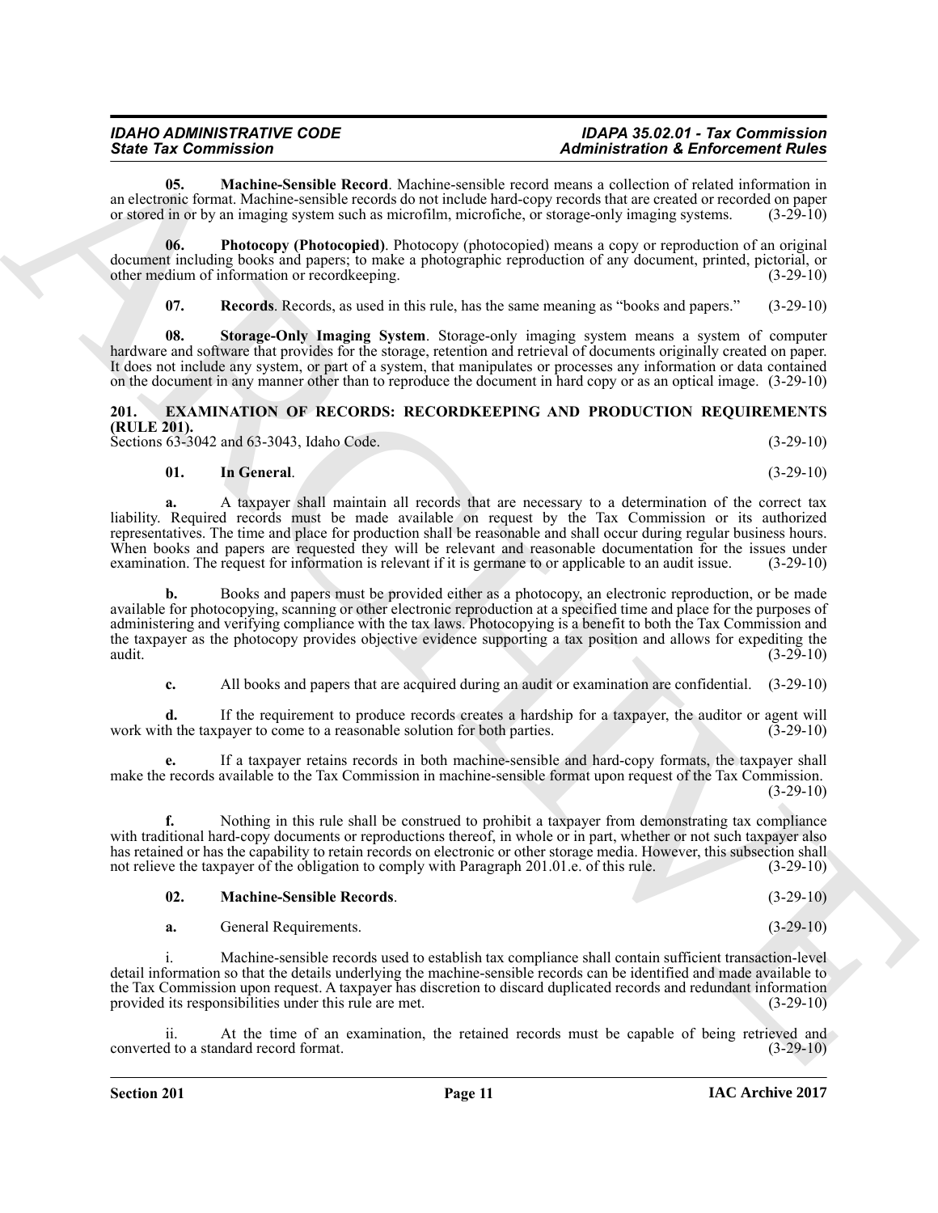**05. Machine-Sensible Record**. Machine-sensible record means a collection of related information in an electronic format. Machine-sensible records do not include hard-copy records that are created or recorded on paper or stored in or by an imaging system such as microfilm, microfiche, or storage-only imaging systems. (3-29-10)

**06. Photocopy (Photocopied)**. Photocopy (photocopied) means a copy or reproduction of an original document including books and papers; to make a photographic reproduction of any document, printed, pictorial, or other medium of information or recordkeeping. (3-29-10)

**07. Records**. Records, as used in this rule, has the same meaning as "books and papers." (3-29-10)

**08. Storage-Only Imaging System**. Storage-only imaging system means a system of computer hardware and software that provides for the storage, retention and retrieval of documents originally created on paper. It does not include any system, or part of a system, that manipulates or processes any information or data contained on the document in any manner other than to reproduce the document in hard copy or as an optical image. (3-29-10)

## 201. EXAMINATION OF RECORDS: RECORDKEEPING AND PRODUCTION REQUIREMENTS (RULE 201).

Sections 63-3042 and 63-3043, Idaho Code. (3-29-10)

**01. In General**. (3-29-10)

**a.** A taxpayer shall maintain all records that are necessary to a determination of the correct tax liability. Required records must be made available on request by the Tax Commission or its authorized representatives. The time and place for production shall be reasonable and shall occur during regular business hours. When books and papers are requested they will be relevant and reasonable documentation for the issues under examination. The request for information is relevant if it is germane to or applicable to an audit issue. (3-29-10)

**b.** Books and papers must be provided either as a photocopy, an electronic reproduction, or be made available for photocopying, scanning or other electronic reproduction at a specified time and place for the purposes of administering and verifying compliance with the tax laws. Photocopying is a benefit to both the Tax Commission and the taxpayer as the photocopy provides objective evidence supporting a tax position and allows for expediting the audit. (3-29-10)

**c.** All books and papers that are acquired during an audit or examination are confidential. (3-29-10)

**d.** If the requirement to produce records creates a hardship for a taxpayer, the auditor or agent will work with the taxpayer to come to a reasonable solution for both parties. (3-29-10)

**e.** If a taxpayer retains records in both machine-sensible and hard-copy formats, the taxpayer shall make the records available to the Tax Commission in machine-sensible format upon request of the Tax Commission. (3-29-10)

**f.** Nothing in this rule shall be construed to prohibit a taxpayer from demonstrating tax compliance with traditional hard-copy documents or reproductions thereof, in whole or in part, whether or not such taxpayer also has retained or has the capability to retain records on electronic or other storage media. However, this subsection shall not relieve the taxpayer of the obligation to comply with Paragraph 201.01.e. of this rule. (3-29-10)

**02. Machine-Sensible Records**. (3-29-10)

**a.** General Requirements. (3-29-10)

i. Machine-sensible records used to establish tax compliance shall contain sufficient transaction-level detail information so that the details underlying the machine-sensible records can be identified and made available to the Tax Commission upon request. A taxpayer has discretion to discard duplicated records and redundant information provided its responsibilities under this rule are met. (3-29-10)

ii. At the time of an examination, the retained records must be capable of being retrieved and converted to a standard record format. (3-29-10)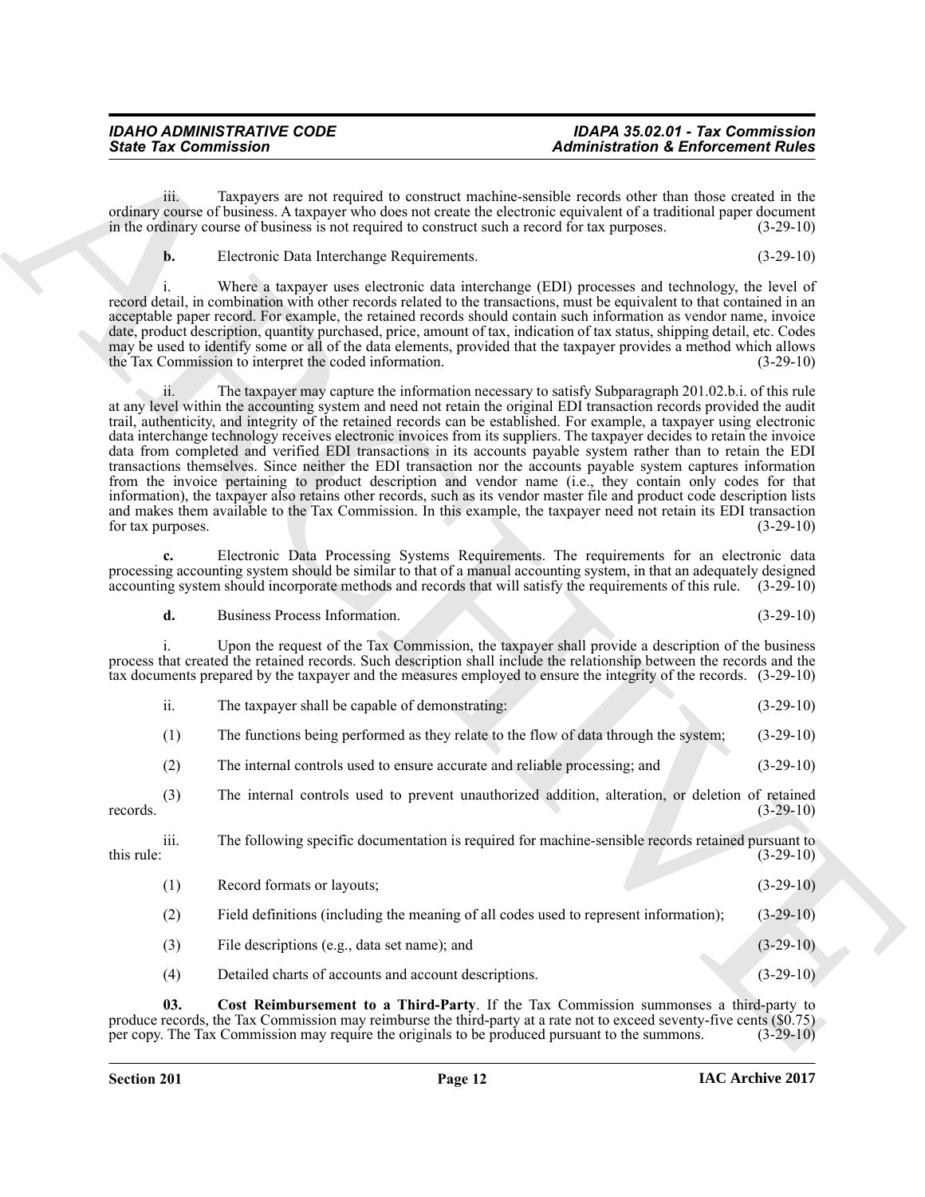iii. Taxpayers are not required to construct machine-sensible records other than those created in the ordinary course of business. A taxpayer who does not create the electronic equivalent of a traditional paper document in the ordinary course of business is not required to construct such a record for tax purposes. (3-29-10)

**b.** Electronic Data Interchange Requirements. (3-29-10)

i. Where a taxpayer uses electronic data interchange (EDI) processes and technology, the level of record detail, in combination with other records related to the transactions, must be equivalent to that contained in an acceptable paper record. For example, the retained records should contain such information as vendor name, invoice date, product description, quantity purchased, price, amount of tax, indication of tax status, shipping detail, etc. Codes may be used to identify some or all of the data elements, provided that the taxpayer provides a method which allows the Tax Commission to interpret the coded information. (3-29-10)

ii. The taxpayer may capture the information necessary to satisfy Subparagraph 201.02.b.i. of this rule at any level within the accounting system and need not retain the original EDI transaction records provided the audit trail, authenticity, and integrity of the retained records can be established. For example, a taxpayer using electronic data interchange technology receives electronic invoices from its suppliers. The taxpayer decides to retain the invoice data from completed and verified EDI transactions in its accounts payable system rather than to retain the EDI transactions themselves. Since neither the EDI transaction nor the accounts payable system captures information from the invoice pertaining to product description and vendor name (i.e., they contain only codes for that information), the taxpayer also retains other records, such as its vendor master file and product code description lists and makes them available to the Tax Commission. In this example, the taxpayer need not retain its EDI transaction for tax purposes. (3-29-10)

**c.** Electronic Data Processing Systems Requirements. The requirements for an electronic data processing accounting system should be similar to that of a manual accounting system, in that an adequately designed accounting system should incorporate methods and records that will satisfy the requirements of this rule. (3-29-10)

**d.** Business Process Information. (3-29-10)

i. Upon the request of the Tax Commission, the taxpayer shall provide a description of the business process that created the retained records. Such description shall include the relationship between the records and the tax documents prepared by the taxpayer and the measures employed to ensure the integrity of the records. (3-29-10)

ii. The taxpayer shall be capable of demonstrating: (3-29-10)

(1) The functions being performed as they relate to the flow of data through the system; (3-29-10)

(2) The internal controls used to ensure accurate and reliable processing; and (3-29-10)

(3) The internal controls used to prevent unauthorized addition, alteration, or deletion of retained records. (3-29-10)

iii. The following specific documentation is required for machine-sensible records retained pursuant to this rule: (3-29-10)

(1) Record formats or layouts; (3-29-10)

(2) Field definitions (including the meaning of all codes used to represent information); (3-29-10)

(3) File descriptions (e.g., data set name); and (3-29-10)

(4) Detailed charts of accounts and account descriptions. (3-29-10)

**03. Cost Reimbursement to a Third-Party**. If the Tax Commission summonses a third-party to produce records, the Tax Commission may reimburse the third-party at a rate not to exceed seventy-five cents ($0.75) per copy. The Tax Commission may require the originals to be produced pursuant to the summons. (3-29-10)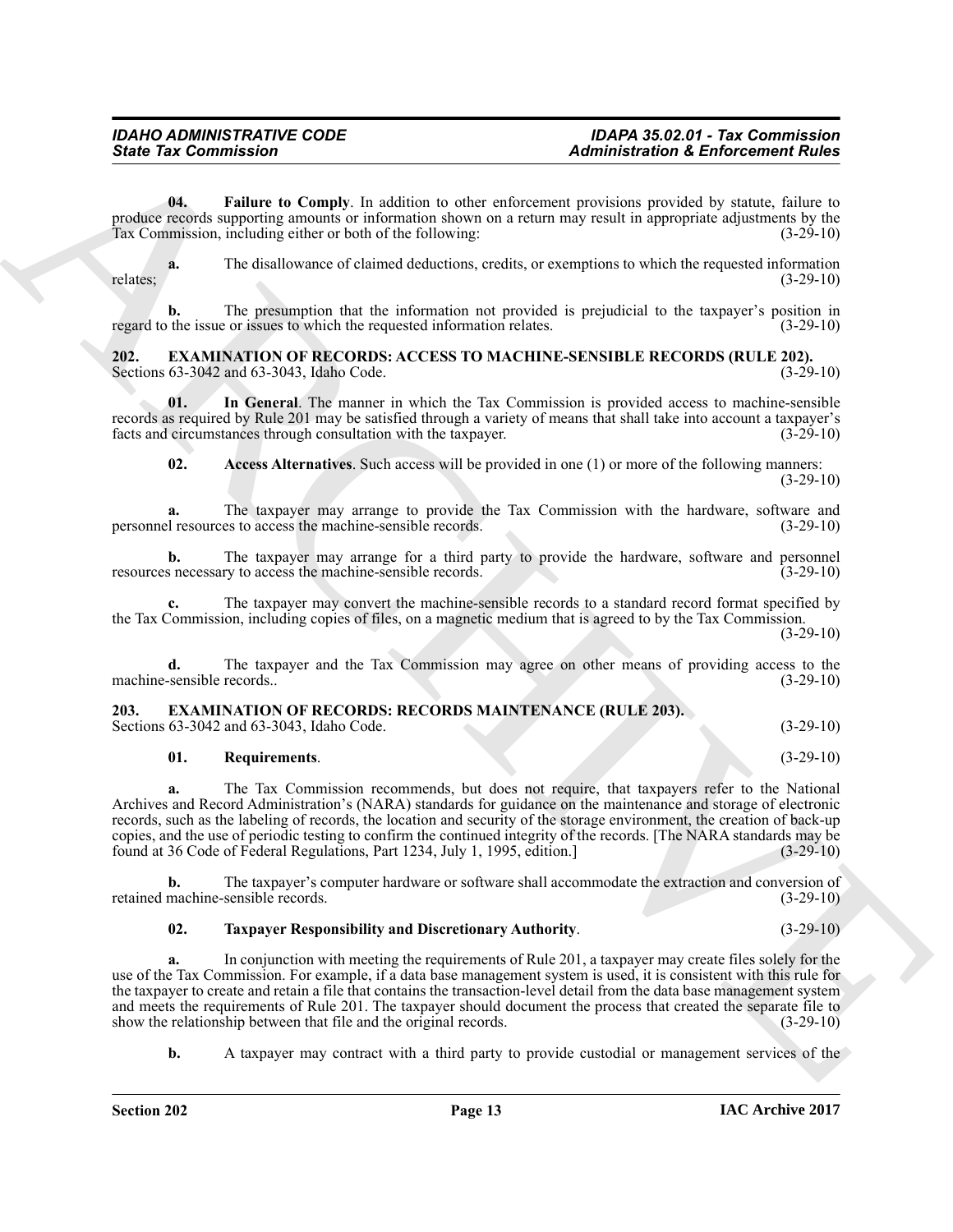**04. Failure to Comply**. In addition to other enforcement provisions provided by statute, failure to produce records supporting amounts or information shown on a return may result in appropriate adjustments by the Tax Commission, including either or both of the following: (3-29-10)

**a.** The disallowance of claimed deductions, credits, or exemptions to which the requested information relates; (3-29-10)

**b.** The presumption that the information not provided is prejudicial to the taxpayer's position in regard to the issue or issues to which the requested information relates. (3-29-10)

**202. EXAMINATION OF RECORDS: ACCESS TO MACHINE-SENSIBLE RECORDS (RULE 202).**
Sections 63-3042 and 63-3043, Idaho Code. (3-29-10)

**01. In General**. The manner in which the Tax Commission is provided access to machine-sensible records as required by Rule 201 may be satisfied through a variety of means that shall take into account a taxpayer's facts and circumstances through consultation with the taxpayer. (3-29-10)

**02. Access Alternatives**. Such access will be provided in one (1) or more of the following manners: (3-29-10)

**a.** The taxpayer may arrange to provide the Tax Commission with the hardware, software and personnel resources to access the machine-sensible records. (3-29-10)

**b.** The taxpayer may arrange for a third party to provide the hardware, software and personnel resources necessary to access the machine-sensible records. (3-29-10)

**c.** The taxpayer may convert the machine-sensible records to a standard record format specified by the Tax Commission, including copies of files, on a magnetic medium that is agreed to by the Tax Commission. (3-29-10)

**d.** The taxpayer and the Tax Commission may agree on other means of providing access to the machine-sensible records.. (3-29-10)

**203. EXAMINATION OF RECORDS: RECORDS MAINTENANCE (RULE 203).**
Sections 63-3042 and 63-3043, Idaho Code. (3-29-10)

**01. Requirements**. (3-29-10)

**a.** The Tax Commission recommends, but does not require, that taxpayers refer to the National Archives and Record Administration's (NARA) standards for guidance on the maintenance and storage of electronic records, such as the labeling of records, the location and security of the storage environment, the creation of back-up copies, and the use of periodic testing to confirm the continued integrity of the records. [The NARA standards may be found at 36 Code of Federal Regulations, Part 1234, July 1, 1995, edition.] (3-29-10)

**b.** The taxpayer's computer hardware or software shall accommodate the extraction and conversion of retained machine-sensible records. (3-29-10)

**02. Taxpayer Responsibility and Discretionary Authority**. (3-29-10)

**a.** In conjunction with meeting the requirements of Rule 201, a taxpayer may create files solely for the use of the Tax Commission. For example, if a data base management system is used, it is consistent with this rule for the taxpayer to create and retain a file that contains the transaction-level detail from the data base management system and meets the requirements of Rule 201. The taxpayer should document the process that created the separate file to show the relationship between that file and the original records. (3-29-10)

**b.** A taxpayer may contract with a third party to provide custodial or management services of the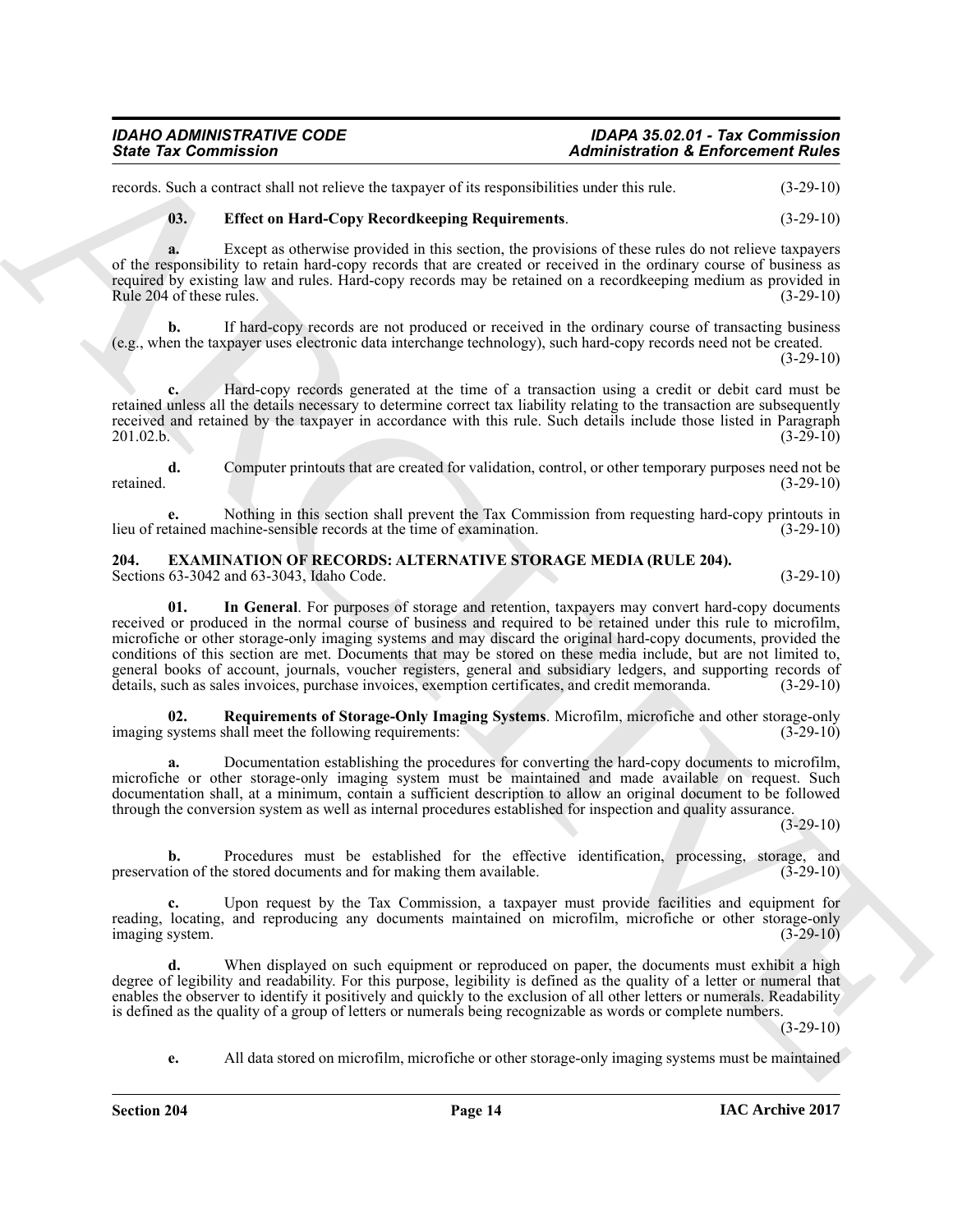records. Such a contract shall not relieve the taxpayer of its responsibilities under this rule. (3-29-10)

**03. Effect on Hard-Copy Recordkeeping Requirements**. (3-29-10)

**a.** Except as otherwise provided in this section, the provisions of these rules do not relieve taxpayers of the responsibility to retain hard-copy records that are created or received in the ordinary course of business as required by existing law and rules. Hard-copy records may be retained on a recordkeeping medium as provided in Rule 204 of these rules. (3-29-10)

**b.** If hard-copy records are not produced or received in the ordinary course of transacting business (e.g., when the taxpayer uses electronic data interchange technology), such hard-copy records need not be created. (3-29-10)

**c.** Hard-copy records generated at the time of a transaction using a credit or debit card must be retained unless all the details necessary to determine correct tax liability relating to the transaction are subsequently received and retained by the taxpayer in accordance with this rule. Such details include those listed in Paragraph 201.02.b. (3-29-10)

**d.** Computer printouts that are created for validation, control, or other temporary purposes need not be retained. (3-29-10)

**e.** Nothing in this section shall prevent the Tax Commission from requesting hard-copy printouts in lieu of retained machine-sensible records at the time of examination. (3-29-10)

## 204. EXAMINATION OF RECORDS: ALTERNATIVE STORAGE MEDIA (RULE 204).

Sections 63-3042 and 63-3043, Idaho Code. (3-29-10)

**01. In General**. For purposes of storage and retention, taxpayers may convert hard-copy documents received or produced in the normal course of business and required to be retained under this rule to microfilm, microfiche or other storage-only imaging systems and may discard the original hard-copy documents, provided the conditions of this section are met. Documents that may be stored on these media include, but are not limited to, general books of account, journals, voucher registers, general and subsidiary ledgers, and supporting records of details, such as sales invoices, purchase invoices, exemption certificates, and credit memoranda. (3-29-10)

**02. Requirements of Storage-Only Imaging Systems**. Microfilm, microfiche and other storage-only imaging systems shall meet the following requirements: (3-29-10)

**a.** Documentation establishing the procedures for converting the hard-copy documents to microfilm, microfiche or other storage-only imaging system must be maintained and made available on request. Such documentation shall, at a minimum, contain a sufficient description to allow an original document to be followed through the conversion system as well as internal procedures established for inspection and quality assurance. (3-29-10)

**b.** Procedures must be established for the effective identification, processing, storage, and preservation of the stored documents and for making them available. (3-29-10)

**c.** Upon request by the Tax Commission, a taxpayer must provide facilities and equipment for reading, locating, and reproducing any documents maintained on microfilm, microfiche or other storage-only imaging system. (3-29-10)

**d.** When displayed on such equipment or reproduced on paper, the documents must exhibit a high degree of legibility and readability. For this purpose, legibility is defined as the quality of a letter or numeral that enables the observer to identify it positively and quickly to the exclusion of all other letters or numerals. Readability is defined as the quality of a group of letters or numerals being recognizable as words or complete numbers. (3-29-10)

**e.** All data stored on microfilm, microfiche or other storage-only imaging systems must be maintained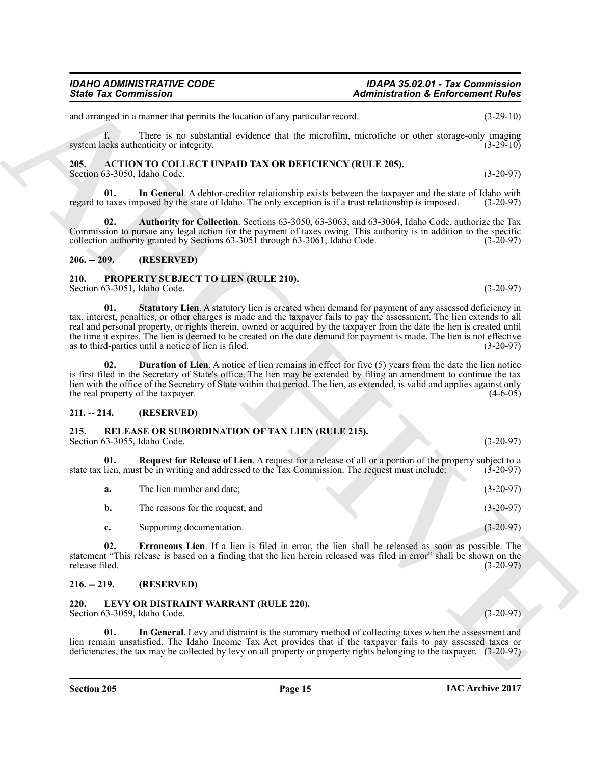and arranged in a manner that permits the location of any particular record. (3-29-10)

**f.** There is no substantial evidence that the microfilm, microfiche or other storage-only imaging system lacks authenticity or integrity. (3-29-10)

## 205. ACTION TO COLLECT UNPAID TAX OR DEFICIENCY (RULE 205).

Section 63-3050, Idaho Code. (3-20-97)

**01. In General**. A debtor-creditor relationship exists between the taxpayer and the state of Idaho with regard to taxes imposed by the state of Idaho. The only exception is if a trust relationship is imposed. (3-20-97)

**02. Authority for Collection**. Sections 63-3050, 63-3063, and 63-3064, Idaho Code, authorize the Tax Commission to pursue any legal action for the payment of taxes owing. This authority is in addition to the specific collection authority granted by Sections 63-3051 through 63-3061, Idaho Code. (3-20-97)

## 206. -- 209. (RESERVED)

## 210. PROPERTY SUBJECT TO LIEN (RULE 210).

Section 63-3051, Idaho Code. (3-20-97)

**01. Statutory Lien**. A statutory lien is created when demand for payment of any assessed deficiency in tax, interest, penalties, or other charges is made and the taxpayer fails to pay the assessment. The lien extends to all real and personal property, or rights therein, owned or acquired by the taxpayer from the date the lien is created until the time it expires. The lien is deemed to be created on the date demand for payment is made. The lien is not effective as to third-parties until a notice of lien is filed. (3-20-97)

**02. Duration of Lien**. A notice of lien remains in effect for five (5) years from the date the lien notice is first filed in the Secretary of State's office. The lien may be extended by filing an amendment to continue the tax lien with the office of the Secretary of State within that period. The lien, as extended, is valid and applies against only the real property of the taxpayer. (4-6-05)

## 211. -- 214. (RESERVED)

## 215. RELEASE OR SUBORDINATION OF TAX LIEN (RULE 215).

Section 63-3055, Idaho Code. (3-20-97)

**01. Request for Release of Lien**. A request for a release of all or a portion of the property subject to a state tax lien, must be in writing and addressed to the Tax Commission. The request must include: (3-20-97)

**a.** The lien number and date; (3-20-97)

**b.** The reasons for the request; and (3-20-97)

**c.** Supporting documentation. (3-20-97)

**02. Erroneous Lien**. If a lien is filed in error, the lien shall be released as soon as possible. The statement "This release is based on a finding that the lien herein released was filed in error" shall be shown on the release filed. (3-20-97)

## 216. -- 219. (RESERVED)

## 220. LEVY OR DISTRAINT WARRANT (RULE 220).

Section 63-3059, Idaho Code. (3-20-97)

**01. In General**. Levy and distraint is the summary method of collecting taxes when the assessment and lien remain unsatisfied. The Idaho Income Tax Act provides that if the taxpayer fails to pay assessed taxes or deficiencies, the tax may be collected by levy on all property or property rights belonging to the taxpayer. (3-20-97)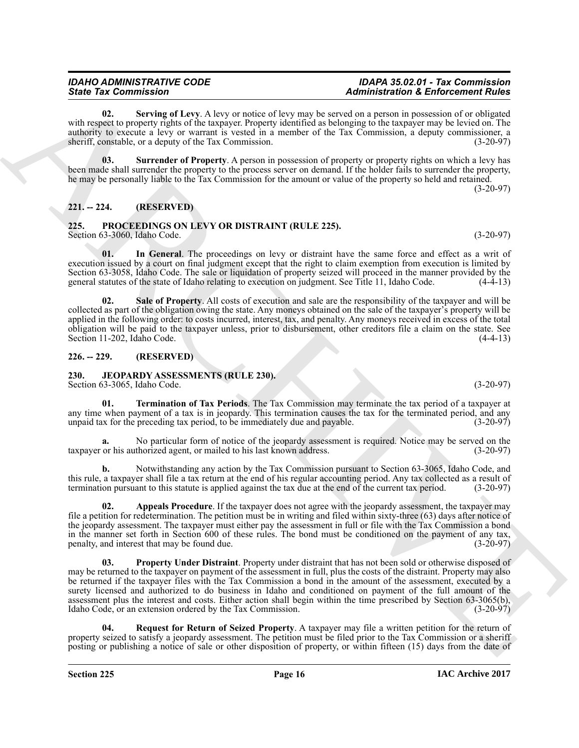**02. Serving of Levy**. A levy or notice of levy may be served on a person in possession of or obligated with respect to property rights of the taxpayer. Property identified as belonging to the taxpayer may be levied on. The authority to execute a levy or warrant is vested in a member of the Tax Commission, a deputy commissioner, a sheriff, constable, or a deputy of the Tax Commission. (3-20-97)

**03. Surrender of Property**. A person in possession of property or property rights on which a levy has been made shall surrender the property to the process server on demand. If the holder fails to surrender the property, he may be personally liable to the Tax Commission for the amount or value of the property so held and retained. (3-20-97)

## 221. -- 224. (RESERVED)

## 225. PROCEEDINGS ON LEVY OR DISTRAINT (RULE 225).

Section 63-3060, Idaho Code. (3-20-97)

**01. In General**. The proceedings on levy or distraint have the same force and effect as a writ of execution issued by a court on final judgment except that the right to claim exemption from execution is limited by Section 63-3058, Idaho Code. The sale or liquidation of property seized will proceed in the manner provided by the general statutes of the state of Idaho relating to execution on judgment. See Title 11, Idaho Code. (4-4-13)

**02. Sale of Property**. All costs of execution and sale are the responsibility of the taxpayer and will be collected as part of the obligation owing the state. Any moneys obtained on the sale of the taxpayer's property will be applied in the following order: to costs incurred, interest, tax, and penalty. Any moneys received in excess of the total obligation will be paid to the taxpayer unless, prior to disbursement, other creditors file a claim on the state. See Section 11-202, Idaho Code. (4-4-13)

## 226. -- 229. (RESERVED)

## 230. JEOPARDY ASSESSMENTS (RULE 230).

Section 63-3065, Idaho Code. (3-20-97)

**01. Termination of Tax Periods**. The Tax Commission may terminate the tax period of a taxpayer at any time when payment of a tax is in jeopardy. This termination causes the tax for the terminated period, and any unpaid tax for the preceding tax period, to be immediately due and payable. (3-20-97)

**a.** No particular form of notice of the jeopardy assessment is required. Notice may be served on the taxpayer or his authorized agent, or mailed to his last known address. (3-20-97)

**b.** Notwithstanding any action by the Tax Commission pursuant to Section 63-3065, Idaho Code, and this rule, a taxpayer shall file a tax return at the end of his regular accounting period. Any tax collected as a result of termination pursuant to this statute is applied against the tax due at the end of the current tax period. (3-20-97)

**02. Appeals Procedure**. If the taxpayer does not agree with the jeopardy assessment, the taxpayer may file a petition for redetermination. The petition must be in writing and filed within sixty-three (63) days after notice of the jeopardy assessment. The taxpayer must either pay the assessment in full or file with the Tax Commission a bond in the manner set forth in Section 600 of these rules. The bond must be conditioned on the payment of any tax, penalty, and interest that may be found due. (3-20-97)

**03. Property Under Distraint**. Property under distraint that has not been sold or otherwise disposed of may be returned to the taxpayer on payment of the assessment in full, plus the costs of the distraint. Property may also be returned if the taxpayer files with the Tax Commission a bond in the amount of the assessment, executed by a surety licensed and authorized to do business in Idaho and conditioned on payment of the full amount of the assessment plus the interest and costs. Either action shall begin within the time prescribed by Section 63-3065(b), Idaho Code, or an extension ordered by the Tax Commission. (3-20-97)

**04. Request for Return of Seized Property**. A taxpayer may file a written petition for the return of property seized to satisfy a jeopardy assessment. The petition must be filed prior to the Tax Commission or a sheriff posting or publishing a notice of sale or other disposition of property, or within fifteen (15) days from the date of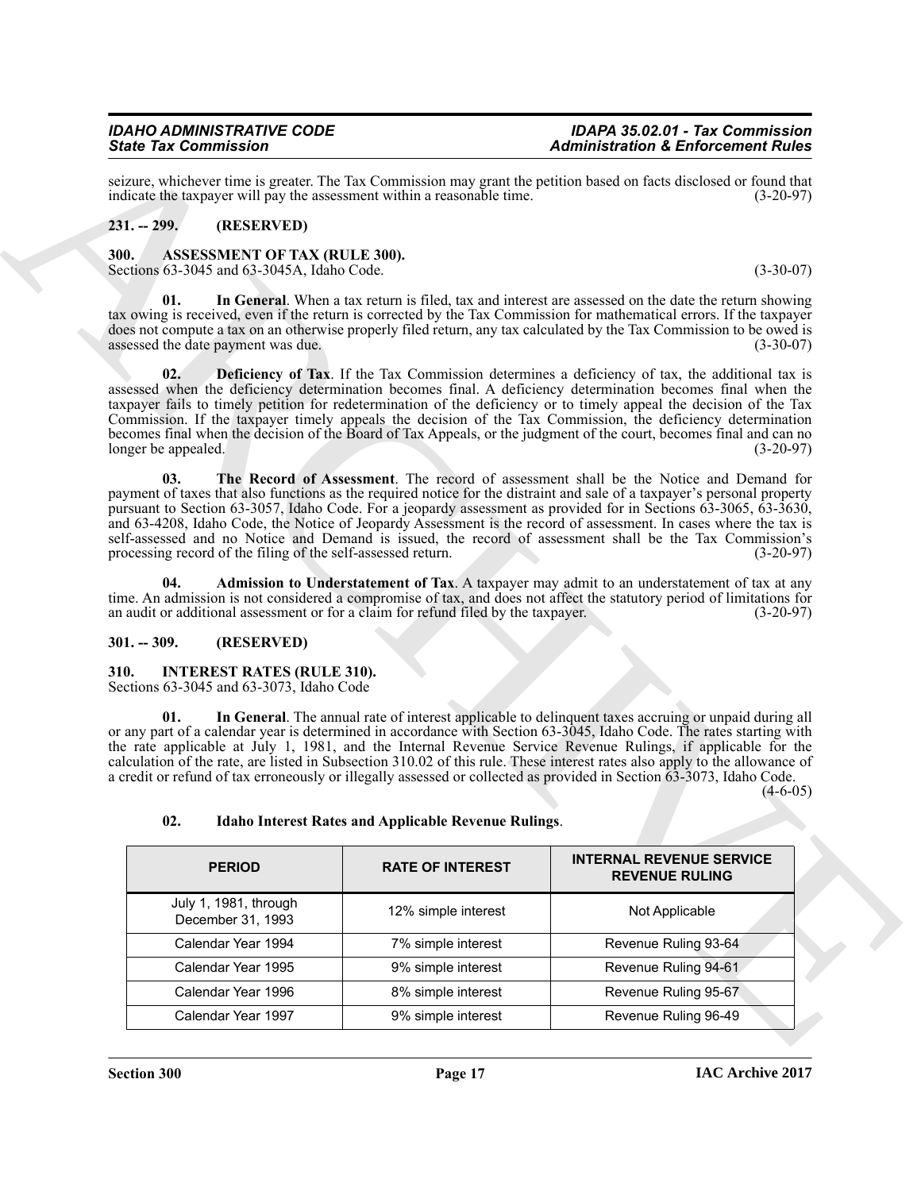seizure, whichever time is greater. The Tax Commission may grant the petition based on facts disclosed or found that indicate the taxpayer will pay the assessment within a reasonable time. (3-20-97)

## 231. -- 299. (RESERVED)

## 300. ASSESSMENT OF TAX (RULE 300).

Sections 63-3045 and 63-3045A, Idaho Code. (3-30-07)

**01. In General**. When a tax return is filed, tax and interest are assessed on the date the return showing tax owing is received, even if the return is corrected by the Tax Commission for mathematical errors. If the taxpayer does not compute a tax on an otherwise properly filed return, any tax calculated by the Tax Commission to be owed is assessed the date payment was due. (3-30-07)

**02. Deficiency of Tax**. If the Tax Commission determines a deficiency of tax, the additional tax is assessed when the deficiency determination becomes final. A deficiency determination becomes final when the taxpayer fails to timely petition for redetermination of the deficiency or to timely appeal the decision of the Tax Commission. If the taxpayer timely appeals the decision of the Tax Commission, the deficiency determination becomes final when the decision of the Board of Tax Appeals, or the judgment of the court, becomes final and can no longer be appealed. (3-20-97)

**03. The Record of Assessment**. The record of assessment shall be the Notice and Demand for payment of taxes that also functions as the required notice for the distraint and sale of a taxpayer's personal property pursuant to Section 63-3057, Idaho Code. For a jeopardy assessment as provided for in Sections 63-3065, 63-3630, and 63-4208, Idaho Code, the Notice of Jeopardy Assessment is the record of assessment. In cases where the tax is self-assessed and no Notice and Demand is issued, the record of assessment shall be the Tax Commission's processing record of the filing of the self-assessed return. (3-20-97)

**04. Admission to Understatement of Tax**. A taxpayer may admit to an understatement of tax at any time. An admission is not considered a compromise of tax, and does not affect the statutory period of limitations for an audit or additional assessment or for a claim for refund filed by the taxpayer. (3-20-97)

## 301. -- 309. (RESERVED)

## 310. INTEREST RATES (RULE 310).

Sections 63-3045 and 63-3073, Idaho Code

**01. In General**. The annual rate of interest applicable to delinquent taxes accruing or unpaid during all or any part of a calendar year is determined in accordance with Section 63-3045, Idaho Code. The rates starting with the rate applicable at July 1, 1981, and the Internal Revenue Service Revenue Rulings, if applicable for the calculation of the rate, are listed in Subsection 310.02 of this rule. These interest rates also apply to the allowance of a credit or refund of tax erroneously or illegally assessed or collected as provided in Section 63-3073, Idaho Code. (4-6-05)

**02. Idaho Interest Rates and Applicable Revenue Rulings**.

| PERIOD | RATE OF INTEREST | INTERNAL REVENUE SERVICE REVENUE RULING |
|---|---|---|
| July 1, 1981, through December 31, 1993 | 12% simple interest | Not Applicable |
| Calendar Year 1994 | 7% simple interest | Revenue Ruling 93-64 |
| Calendar Year 1995 | 9% simple interest | Revenue Ruling 94-61 |
| Calendar Year 1996 | 8% simple interest | Revenue Ruling 95-67 |
| Calendar Year 1997 | 9% simple interest | Revenue Ruling 96-49 |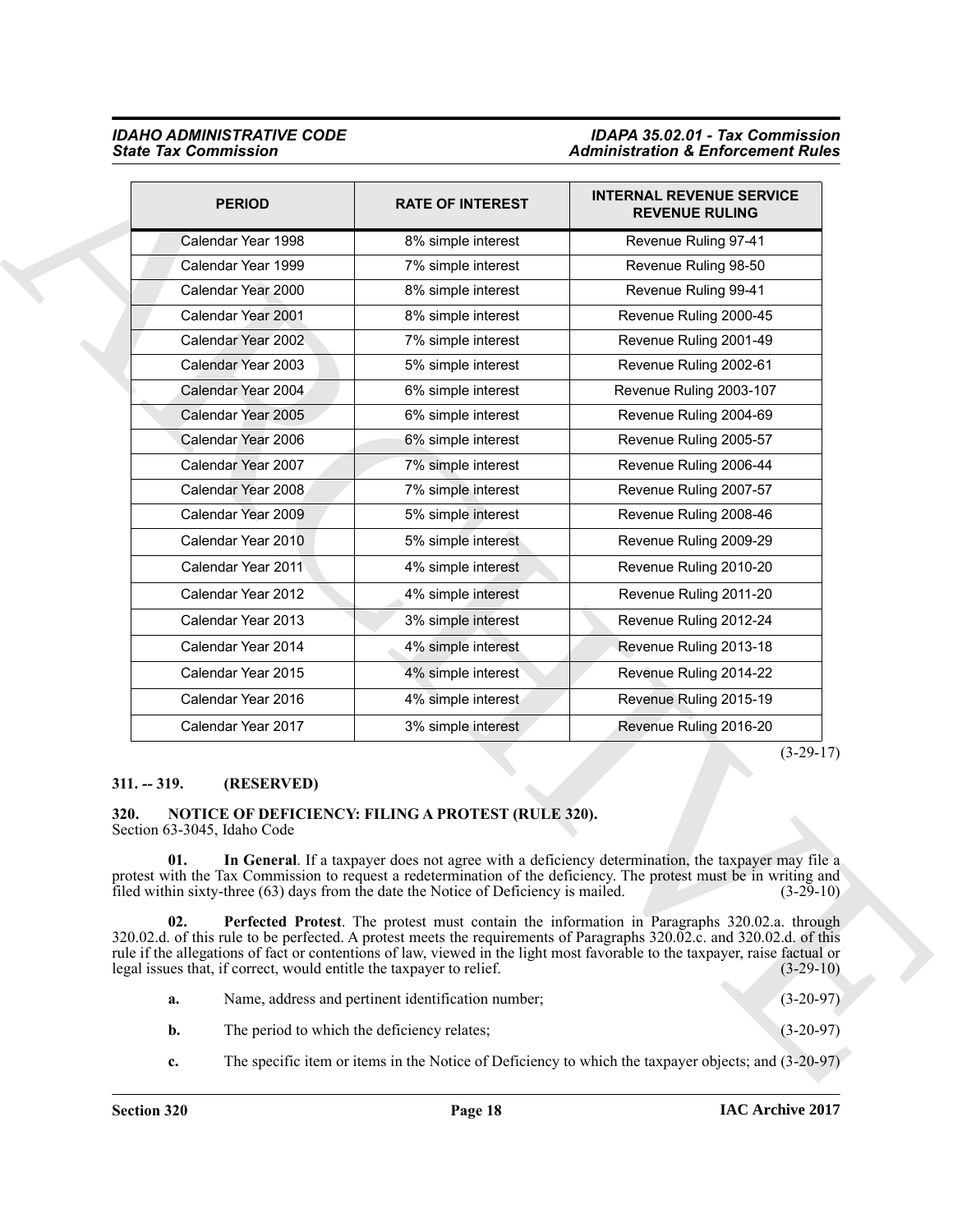| PERIOD | RATE OF INTEREST | INTERNAL REVENUE SERVICE REVENUE RULING |
|---|---|---|
| Calendar Year 1998 | 8% simple interest | Revenue Ruling 97-41 |
| Calendar Year 1999 | 7% simple interest | Revenue Ruling 98-50 |
| Calendar Year 2000 | 8% simple interest | Revenue Ruling 99-41 |
| Calendar Year 2001 | 8% simple interest | Revenue Ruling 2000-45 |
| Calendar Year 2002 | 7% simple interest | Revenue Ruling 2001-49 |
| Calendar Year 2003 | 5% simple interest | Revenue Ruling 2002-61 |
| Calendar Year 2004 | 6% simple interest | Revenue Ruling 2003-107 |
| Calendar Year 2005 | 6% simple interest | Revenue Ruling 2004-69 |
| Calendar Year 2006 | 6% simple interest | Revenue Ruling 2005-57 |
| Calendar Year 2007 | 7% simple interest | Revenue Ruling 2006-44 |
| Calendar Year 2008 | 7% simple interest | Revenue Ruling 2007-57 |
| Calendar Year 2009 | 5% simple interest | Revenue Ruling 2008-46 |
| Calendar Year 2010 | 5% simple interest | Revenue Ruling 2009-29 |
| Calendar Year 2011 | 4% simple interest | Revenue Ruling 2010-20 |
| Calendar Year 2012 | 4% simple interest | Revenue Ruling 2011-20 |
| Calendar Year 2013 | 3% simple interest | Revenue Ruling 2012-24 |
| Calendar Year 2014 | 4% simple interest | Revenue Ruling 2013-18 |
| Calendar Year 2015 | 4% simple interest | Revenue Ruling 2014-22 |
| Calendar Year 2016 | 4% simple interest | Revenue Ruling 2015-19 |
| Calendar Year 2017 | 3% simple interest | Revenue Ruling 2016-20 |

(3-29-17)

### 311. -- 319. (RESERVED)

### 320. NOTICE OF DEFICIENCY: FILING A PROTEST (RULE 320).

Section 63-3045, Idaho Code

**01. In General**. If a taxpayer does not agree with a deficiency determination, the taxpayer may file a protest with the Tax Commission to request a redetermination of the deficiency. The protest must be in writing and filed within sixty-three (63) days from the date the Notice of Deficiency is mailed. (3-29-10)

**02. Perfected Protest**. The protest must contain the information in Paragraphs 320.02.a. through 320.02.d. of this rule to be perfected. A protest meets the requirements of Paragraphs 320.02.c. and 320.02.d. of this rule if the allegations of fact or contentions of law, viewed in the light most favorable to the taxpayer, raise factual or legal issues that, if correct, would entitle the taxpayer to relief. (3-29-10)

**a.** Name, address and pertinent identification number; (3-20-97)

**b.** The period to which the deficiency relates; (3-20-97)

**c.** The specific item or items in the Notice of Deficiency to which the taxpayer objects; and (3-20-97)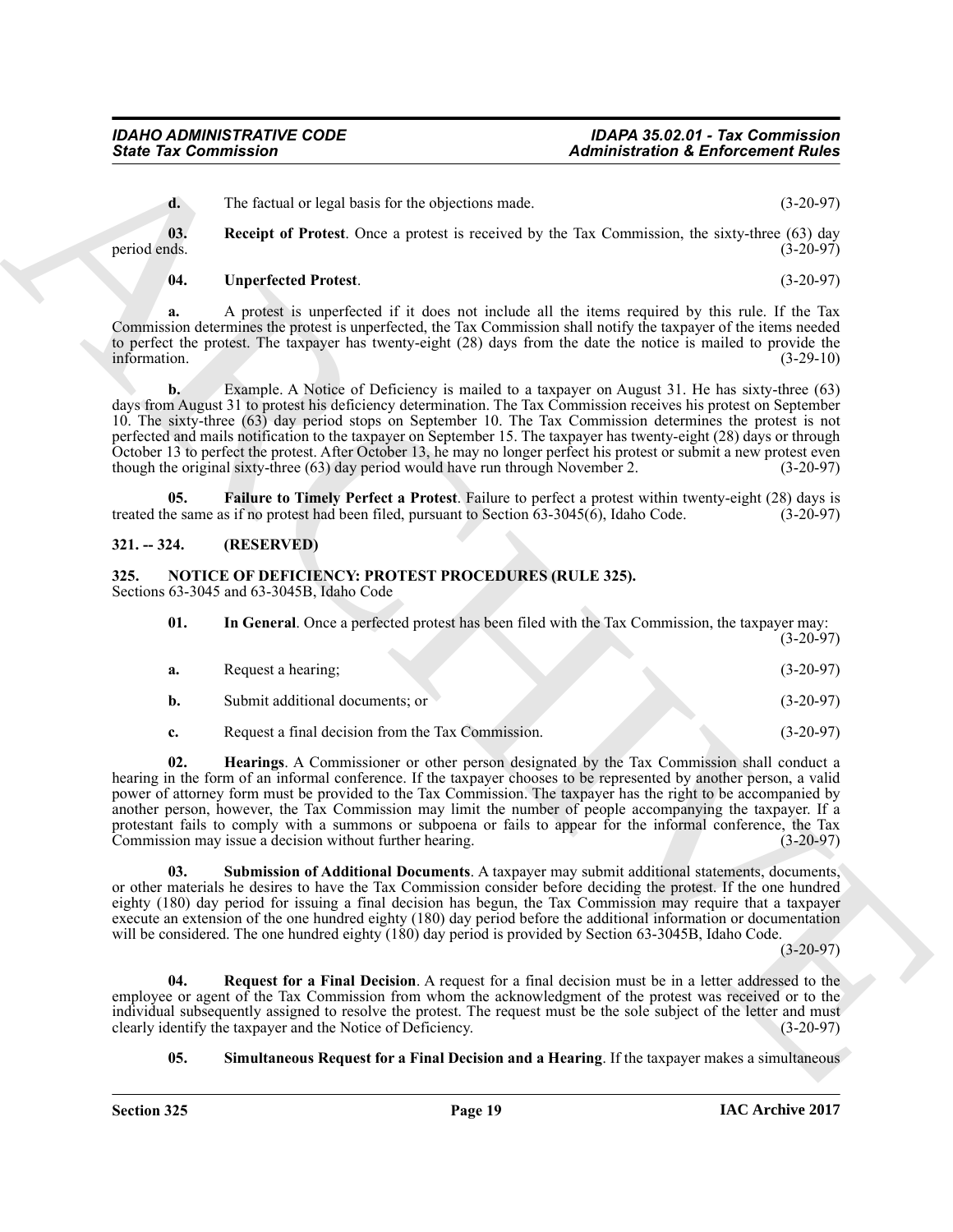**d.** The factual or legal basis for the objections made. (3-20-97)

**03. Receipt of Protest**. Once a protest is received by the Tax Commission, the sixty-three (63) day period ends. (3-20-97)

**04. Unperfected Protest**. (3-20-97)

**a.** A protest is unperfected if it does not include all the items required by this rule. If the Tax Commission determines the protest is unperfected, the Tax Commission shall notify the taxpayer of the items needed to perfect the protest. The taxpayer has twenty-eight (28) days from the date the notice is mailed to provide the information. (3-29-10)

**b.** Example. A Notice of Deficiency is mailed to a taxpayer on August 31. He has sixty-three (63) days from August 31 to protest his deficiency determination. The Tax Commission receives his protest on September 10. The sixty-three (63) day period stops on September 10. The Tax Commission determines the protest is not perfected and mails notification to the taxpayer on September 15. The taxpayer has twenty-eight (28) days or through October 13 to perfect the protest. After October 13, he may no longer perfect his protest or submit a new protest even though the original sixty-three (63) day period would have run through November 2. (3-20-97)

**05. Failure to Timely Perfect a Protest**. Failure to perfect a protest within twenty-eight (28) days is treated the same as if no protest had been filed, pursuant to Section 63-3045(6), Idaho Code. (3-20-97)

## 321. -- 324. (RESERVED)

## 325. NOTICE OF DEFICIENCY: PROTEST PROCEDURES (RULE 325).

Sections 63-3045 and 63-3045B, Idaho Code

**01. In General**. Once a perfected protest has been filed with the Tax Commission, the taxpayer may: (3-20-97)

**a.** Request a hearing; (3-20-97)

**b.** Submit additional documents; or (3-20-97)

**c.** Request a final decision from the Tax Commission. (3-20-97)

**02. Hearings**. A Commissioner or other person designated by the Tax Commission shall conduct a hearing in the form of an informal conference. If the taxpayer chooses to be represented by another person, a valid power of attorney form must be provided to the Tax Commission. The taxpayer has the right to be accompanied by another person, however, the Tax Commission may limit the number of people accompanying the taxpayer. If a protestant fails to comply with a summons or subpoena or fails to appear for the informal conference, the Tax Commission may issue a decision without further hearing. (3-20-97)

**03. Submission of Additional Documents**. A taxpayer may submit additional statements, documents, or other materials he desires to have the Tax Commission consider before deciding the protest. If the one hundred eighty (180) day period for issuing a final decision has begun, the Tax Commission may require that a taxpayer execute an extension of the one hundred eighty (180) day period before the additional information or documentation will be considered. The one hundred eighty (180) day period is provided by Section 63-3045B, Idaho Code. (3-20-97)

**04. Request for a Final Decision**. A request for a final decision must be in a letter addressed to the employee or agent of the Tax Commission from whom the acknowledgment of the protest was received or to the individual subsequently assigned to resolve the protest. The request must be the sole subject of the letter and must clearly identify the taxpayer and the Notice of Deficiency. (3-20-97)

**05. Simultaneous Request for a Final Decision and a Hearing**. If the taxpayer makes a simultaneous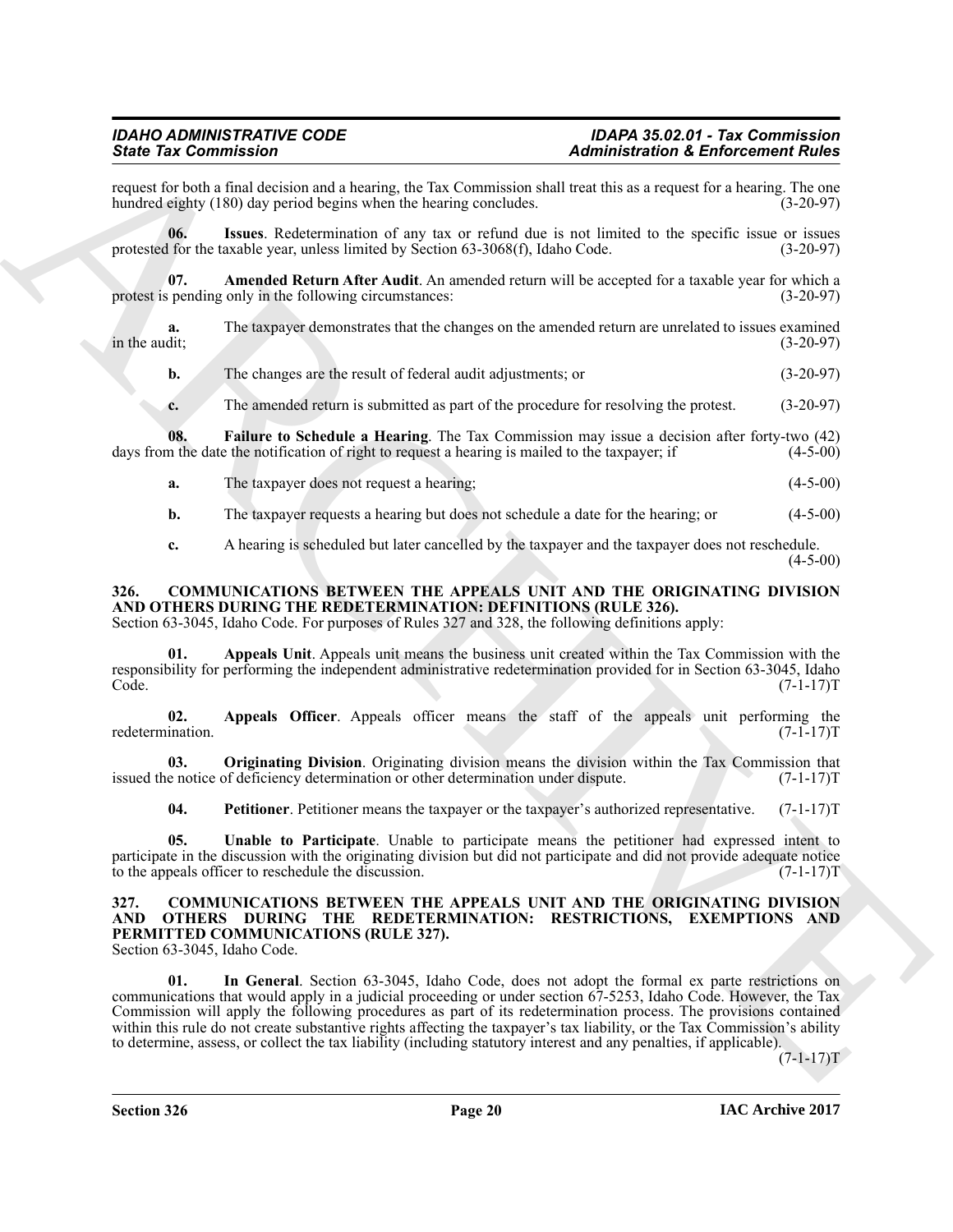request for both a final decision and a hearing, the Tax Commission shall treat this as a request for a hearing. The one hundred eighty (180) day period begins when the hearing concludes. (3-20-97)

**06. Issues**. Redetermination of any tax or refund due is not limited to the specific issue or issues protested for the taxable year, unless limited by Section 63-3068(f), Idaho Code. (3-20-97)

**07. Amended Return After Audit**. An amended return will be accepted for a taxable year for which a protest is pending only in the following circumstances: (3-20-97)

**a.** The taxpayer demonstrates that the changes on the amended return are unrelated to issues examined in the audit; (3-20-97)

**b.** The changes are the result of federal audit adjustments; or (3-20-97)

**c.** The amended return is submitted as part of the procedure for resolving the protest. (3-20-97)

**08. Failure to Schedule a Hearing**. The Tax Commission may issue a decision after forty-two (42) days from the date the notification of right to request a hearing is mailed to the taxpayer; if (4-5-00)

**a.** The taxpayer does not request a hearing; (4-5-00)

**b.** The taxpayer requests a hearing but does not schedule a date for the hearing; or (4-5-00)

**c.** A hearing is scheduled but later cancelled by the taxpayer and the taxpayer does not reschedule. (4-5-00)

### 326. COMMUNICATIONS BETWEEN THE APPEALS UNIT AND THE ORIGINATING DIVISION AND OTHERS DURING THE REDETERMINATION: DEFINITIONS (RULE 326).

Section 63-3045, Idaho Code. For purposes of Rules 327 and 328, the following definitions apply:

**01. Appeals Unit**. Appeals unit means the business unit created within the Tax Commission with the responsibility for performing the independent administrative redetermination provided for in Section 63-3045, Idaho Code. (7-1-17)T

**02. Appeals Officer**. Appeals officer means the staff of the appeals unit performing the redetermination. (7-1-17)T

**03. Originating Division**. Originating division means the division within the Tax Commission that issued the notice of deficiency determination or other determination under dispute. (7-1-17)T

**04. Petitioner**. Petitioner means the taxpayer or the taxpayer's authorized representative. (7-1-17)T

**05. Unable to Participate**. Unable to participate means the petitioner had expressed intent to participate in the discussion with the originating division but did not participate and did not provide adequate notice to the appeals officer to reschedule the discussion. (7-1-17)T

### 327. COMMUNICATIONS BETWEEN THE APPEALS UNIT AND THE ORIGINATING DIVISION AND OTHERS DURING THE REDETERMINATION: RESTRICTIONS, EXEMPTIONS AND PERMITTED COMMUNICATIONS (RULE 327).

Section 63-3045, Idaho Code.

**01. In General**. Section 63-3045, Idaho Code, does not adopt the formal ex parte restrictions on communications that would apply in a judicial proceeding or under section 67-5253, Idaho Code. However, the Tax Commission will apply the following procedures as part of its redetermination process. The provisions contained within this rule do not create substantive rights affecting the taxpayer's tax liability, or the Tax Commission's ability to determine, assess, or collect the tax liability (including statutory interest and any penalties, if applicable). (7-1-17)T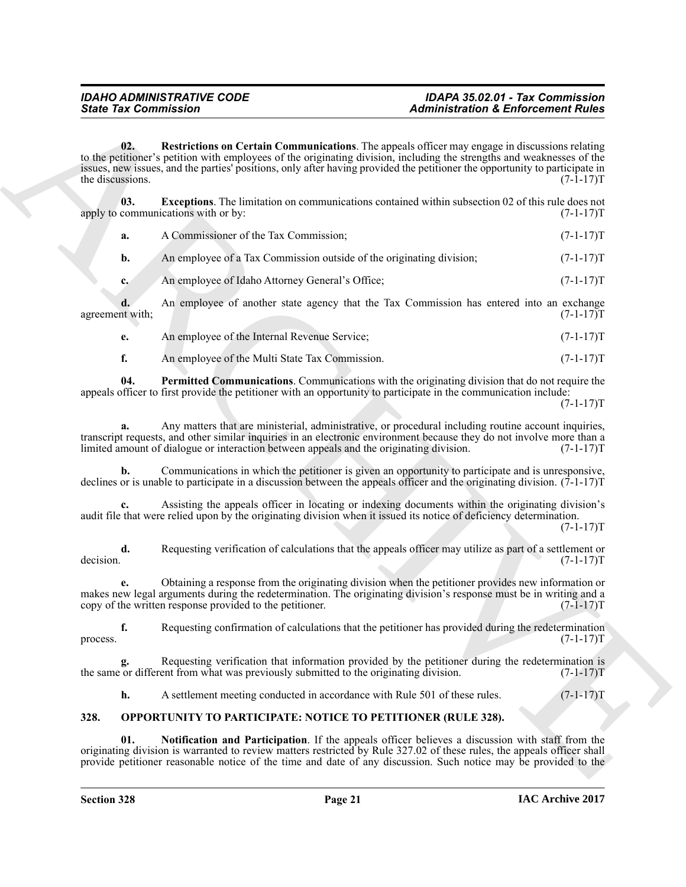**02. Restrictions on Certain Communications**. The appeals officer may engage in discussions relating to the petitioner's petition with employees of the originating division, including the strengths and weaknesses of the issues, new issues, and the parties' positions, only after having provided the petitioner the opportunity to participate in the discussions. (7-1-17)T

**03. Exceptions**. The limitation on communications contained within subsection 02 of this rule does not apply to communications with or by: (7-1-17)T

**a.** A Commissioner of the Tax Commission; (7-1-17)T

**b.** An employee of a Tax Commission outside of the originating division; (7-1-17)T

**c.** An employee of Idaho Attorney General's Office; (7-1-17)T

**d.** An employee of another state agency that the Tax Commission has entered into an exchange agreement with; (7-1-17)T

**e.** An employee of the Internal Revenue Service; (7-1-17)T

**f.** An employee of the Multi State Tax Commission. (7-1-17)T

**04. Permitted Communications**. Communications with the originating division that do not require the appeals officer to first provide the petitioner with an opportunity to participate in the communication include: (7-1-17)T

**a.** Any matters that are ministerial, administrative, or procedural including routine account inquiries, transcript requests, and other similar inquiries in an electronic environment because they do not involve more than a limited amount of dialogue or interaction between appeals and the originating division. (7-1-17)T

**b.** Communications in which the petitioner is given an opportunity to participate and is unresponsive, declines or is unable to participate in a discussion between the appeals officer and the originating division. (7-1-17)T

**c.** Assisting the appeals officer in locating or indexing documents within the originating division's audit file that were relied upon by the originating division when it issued its notice of deficiency determination. (7-1-17)T

**d.** Requesting verification of calculations that the appeals officer may utilize as part of a settlement or decision. (7-1-17)T

**e.** Obtaining a response from the originating division when the petitioner provides new information or makes new legal arguments during the redetermination. The originating division's response must be in writing and a copy of the written response provided to the petitioner. (7-1-17)T

**f.** Requesting confirmation of calculations that the petitioner has provided during the redetermination process. (7-1-17)T

**g.** Requesting verification that information provided by the petitioner during the redetermination is the same or different from what was previously submitted to the originating division. (7-1-17)T

**h.** A settlement meeting conducted in accordance with Rule 501 of these rules. (7-1-17)T

## 328. OPPORTUNITY TO PARTICIPATE: NOTICE TO PETITIONER (RULE 328).

**01. Notification and Participation**. If the appeals officer believes a discussion with staff from the originating division is warranted to review matters restricted by Rule 327.02 of these rules, the appeals officer shall provide petitioner reasonable notice of the time and date of any discussion. Such notice may be provided to the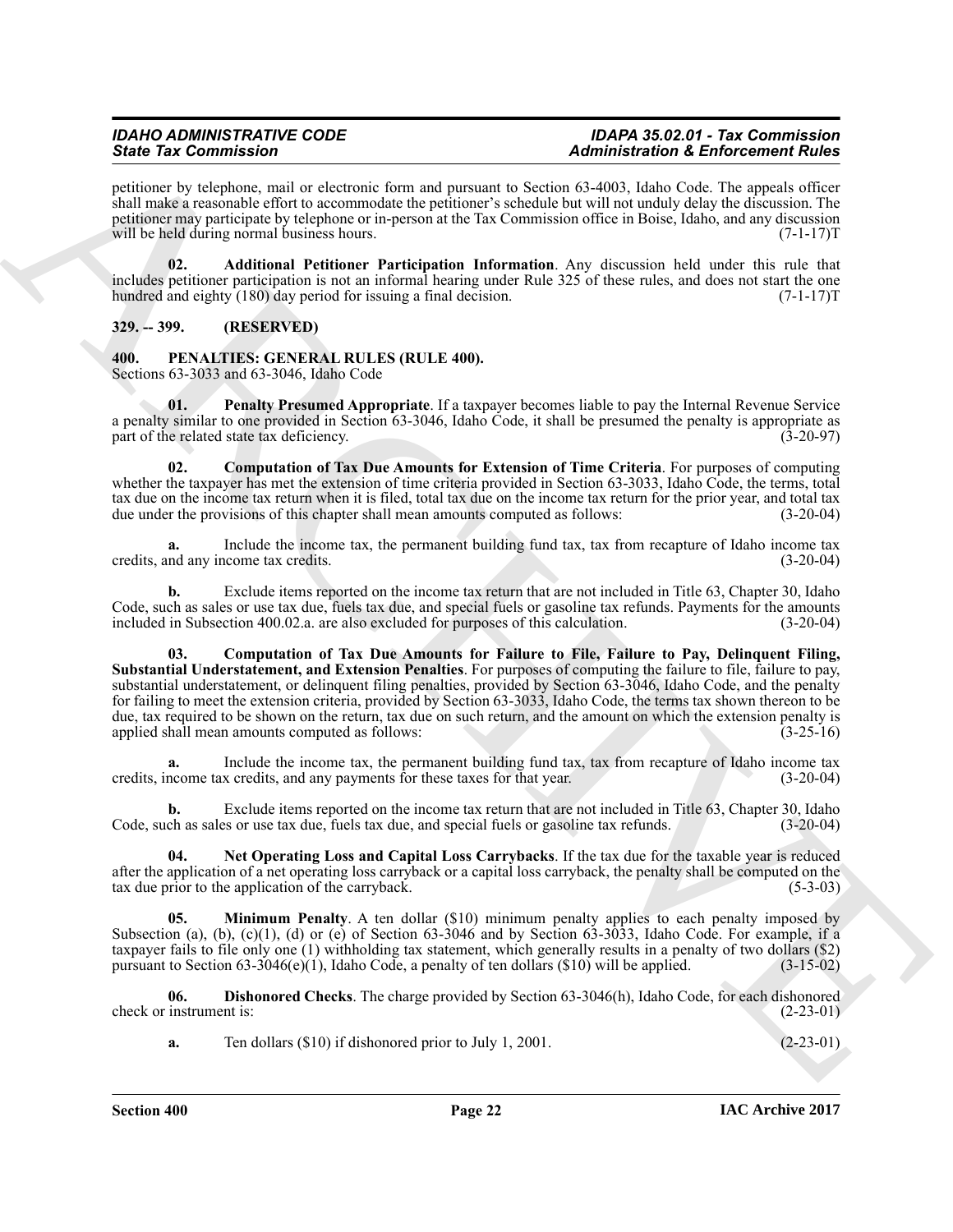petitioner by telephone, mail or electronic form and pursuant to Section 63-4003, Idaho Code. The appeals officer shall make a reasonable effort to accommodate the petitioner's schedule but will not unduly delay the discussion. The petitioner may participate by telephone or in-person at the Tax Commission office in Boise, Idaho, and any discussion will be held during normal business hours. (7-1-17)T

**02. Additional Petitioner Participation Information**. Any discussion held under this rule that includes petitioner participation is not an informal hearing under Rule 325 of these rules, and does not start the one hundred and eighty (180) day period for issuing a final decision. (7-1-17)T

### 329. -- 399. (RESERVED)

### 400. PENALTIES: GENERAL RULES (RULE 400).

Sections 63-3033 and 63-3046, Idaho Code

**01. Penalty Presumed Appropriate**. If a taxpayer becomes liable to pay the Internal Revenue Service a penalty similar to one provided in Section 63-3046, Idaho Code, it shall be presumed the penalty is appropriate as part of the related state tax deficiency. (3-20-97)

**02. Computation of Tax Due Amounts for Extension of Time Criteria**. For purposes of computing whether the taxpayer has met the extension of time criteria provided in Section 63-3033, Idaho Code, the terms, total tax due on the income tax return when it is filed, total tax due on the income tax return for the prior year, and total tax due under the provisions of this chapter shall mean amounts computed as follows: (3-20-04)

**a.** Include the income tax, the permanent building fund tax, tax from recapture of Idaho income tax credits, and any income tax credits. (3-20-04)

**b.** Exclude items reported on the income tax return that are not included in Title 63, Chapter 30, Idaho Code, such as sales or use tax due, fuels tax due, and special fuels or gasoline tax refunds. Payments for the amounts included in Subsection 400.02.a. are also excluded for purposes of this calculation. (3-20-04)

**03. Computation of Tax Due Amounts for Failure to File, Failure to Pay, Delinquent Filing, Substantial Understatement, and Extension Penalties**. For purposes of computing the failure to file, failure to pay, substantial understatement, or delinquent filing penalties, provided by Section 63-3046, Idaho Code, and the penalty for failing to meet the extension criteria, provided by Section 63-3033, Idaho Code, the terms tax shown thereon to be due, tax required to be shown on the return, tax due on such return, and the amount on which the extension penalty is applied shall mean amounts computed as follows: (3-25-16)

**a.** Include the income tax, the permanent building fund tax, tax from recapture of Idaho income tax credits, income tax credits, and any payments for these taxes for that year. (3-20-04)

**b.** Exclude items reported on the income tax return that are not included in Title 63, Chapter 30, Idaho Code, such as sales or use tax due, fuels tax due, and special fuels or gasoline tax refunds. (3-20-04)

**04. Net Operating Loss and Capital Loss Carrybacks**. If the tax due for the taxable year is reduced after the application of a net operating loss carryback or a capital loss carryback, the penalty shall be computed on the tax due prior to the application of the carryback. (5-3-03)

**05. Minimum Penalty**. A ten dollar ($10) minimum penalty applies to each penalty imposed by Subsection (a), (b), (c)(1), (d) or (e) of Section 63-3046 and by Section 63-3033, Idaho Code. For example, if a taxpayer fails to file only one (1) withholding tax statement, which generally results in a penalty of two dollars ($2) pursuant to Section 63-3046(e)(1), Idaho Code, a penalty of ten dollars ($10) will be applied. (3-15-02)

**06. Dishonored Checks**. The charge provided by Section 63-3046(h), Idaho Code, for each dishonored check or instrument is: (2-23-01)

**a.** Ten dollars ($10) if dishonored prior to July 1, 2001. (2-23-01)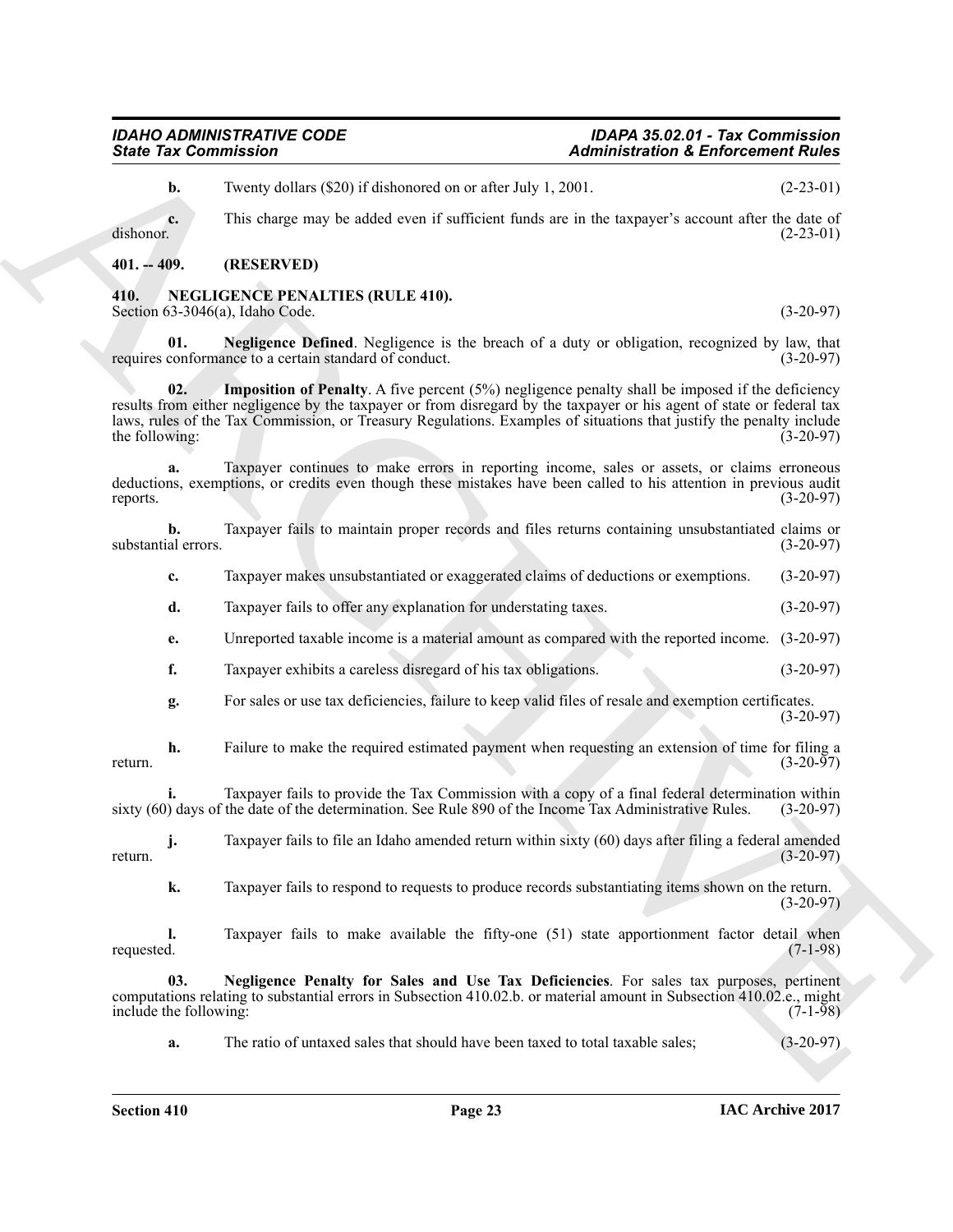**b.** Twenty dollars ($20) if dishonored on or after July 1, 2001. (2-23-01)

**c.** This charge may be added even if sufficient funds are in the taxpayer's account after the date of dishonor. (2-23-01)

## 401. -- 409. (RESERVED)

## 410. NEGLIGENCE PENALTIES (RULE 410).

Section 63-3046(a), Idaho Code. (3-20-97)

**01. Negligence Defined**. Negligence is the breach of a duty or obligation, recognized by law, that requires conformance to a certain standard of conduct. (3-20-97)

**02. Imposition of Penalty**. A five percent (5%) negligence penalty shall be imposed if the deficiency results from either negligence by the taxpayer or from disregard by the taxpayer or his agent of state or federal tax laws, rules of the Tax Commission, or Treasury Regulations. Examples of situations that justify the penalty include the following: (3-20-97)

**a.** Taxpayer continues to make errors in reporting income, sales or assets, or claims erroneous deductions, exemptions, or credits even though these mistakes have been called to his attention in previous audit reports. (3-20-97)

**b.** Taxpayer fails to maintain proper records and files returns containing unsubstantiated claims or substantial errors. (3-20-97)

**c.** Taxpayer makes unsubstantiated or exaggerated claims of deductions or exemptions. (3-20-97)

**d.** Taxpayer fails to offer any explanation for understating taxes. (3-20-97)

**e.** Unreported taxable income is a material amount as compared with the reported income. (3-20-97)

**f.** Taxpayer exhibits a careless disregard of his tax obligations. (3-20-97)

**g.** For sales or use tax deficiencies, failure to keep valid files of resale and exemption certificates. (3-20-97)

**h.** Failure to make the required estimated payment when requesting an extension of time for filing a return. (3-20-97)

**i.** Taxpayer fails to provide the Tax Commission with a copy of a final federal determination within sixty (60) days of the date of the determination. See Rule 890 of the Income Tax Administrative Rules. (3-20-97)

**j.** Taxpayer fails to file an Idaho amended return within sixty (60) days after filing a federal amended return. (3-20-97)

**k.** Taxpayer fails to respond to requests to produce records substantiating items shown on the return. (3-20-97)

**l.** Taxpayer fails to make available the fifty-one (51) state apportionment factor detail when requested. (7-1-98)

**03. Negligence Penalty for Sales and Use Tax Deficiencies**. For sales tax purposes, pertinent computations relating to substantial errors in Subsection 410.02.b. or material amount in Subsection 410.02.e., might include the following: (7-1-98)

**a.** The ratio of untaxed sales that should have been taxed to total taxable sales; (3-20-97)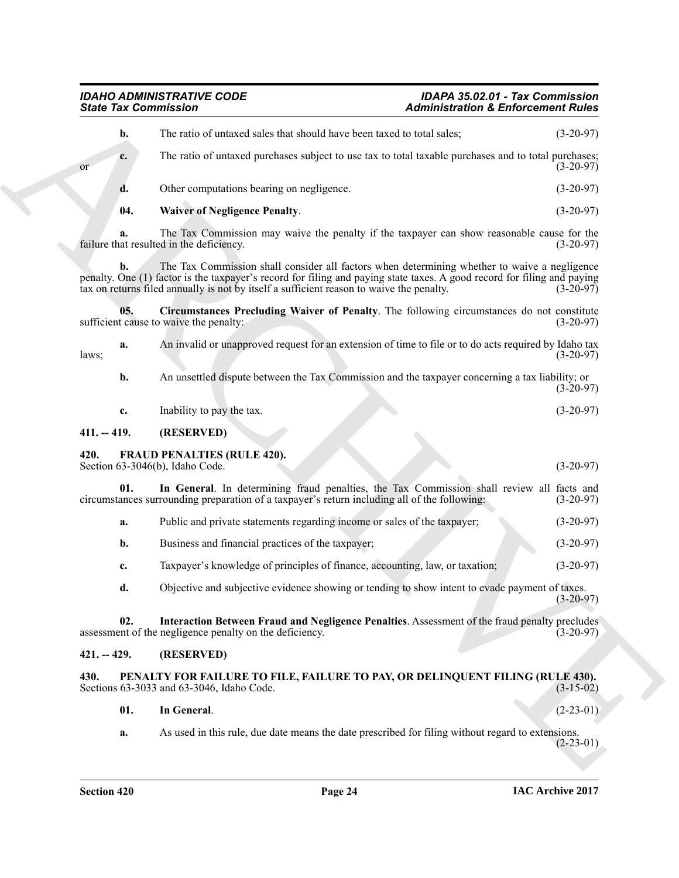**b.** The ratio of untaxed sales that should have been taxed to total sales; (3-20-97)

**c.** The ratio of untaxed purchases subject to use tax to total taxable purchases and to total purchases; or (3-20-97)

**d.** Other computations bearing on negligence. (3-20-97)

**04. Waiver of Negligence Penalty**. (3-20-97)

**a.** The Tax Commission may waive the penalty if the taxpayer can show reasonable cause for the failure that resulted in the deficiency. (3-20-97)

**b.** The Tax Commission shall consider all factors when determining whether to waive a negligence penalty. One (1) factor is the taxpayer's record for filing and paying state taxes. A good record for filing and paying tax on returns filed annually is not by itself a sufficient reason to waive the penalty. (3-20-97)

**05. Circumstances Precluding Waiver of Penalty**. The following circumstances do not constitute sufficient cause to waive the penalty: (3-20-97)

**a.** An invalid or unapproved request for an extension of time to file or to do acts required by Idaho tax laws; (3-20-97)

**b.** An unsettled dispute between the Tax Commission and the taxpayer concerning a tax liability; or (3-20-97)

**c.** Inability to pay the tax. (3-20-97)

## 411. -- 419. (RESERVED)

## 420. FRAUD PENALTIES (RULE 420).

Section 63-3046(b), Idaho Code. (3-20-97)

**01. In General**. In determining fraud penalties, the Tax Commission shall review all facts and circumstances surrounding preparation of a taxpayer's return including all of the following: (3-20-97)

**a.** Public and private statements regarding income or sales of the taxpayer; (3-20-97)

**b.** Business and financial practices of the taxpayer; (3-20-97)

**c.** Taxpayer's knowledge of principles of finance, accounting, law, or taxation; (3-20-97)

**d.** Objective and subjective evidence showing or tending to show intent to evade payment of taxes. (3-20-97)

**02. Interaction Between Fraud and Negligence Penalties**. Assessment of the fraud penalty precludes assessment of the negligence penalty on the deficiency. (3-20-97)

## 421. -- 429. (RESERVED)

## 430. PENALTY FOR FAILURE TO FILE, FAILURE TO PAY, OR DELINQUENT FILING (RULE 430).

Sections 63-3033 and 63-3046, Idaho Code. (3-15-02)

**01. In General**. (2-23-01)

**a.** As used in this rule, due date means the date prescribed for filing without regard to extensions. (2-23-01)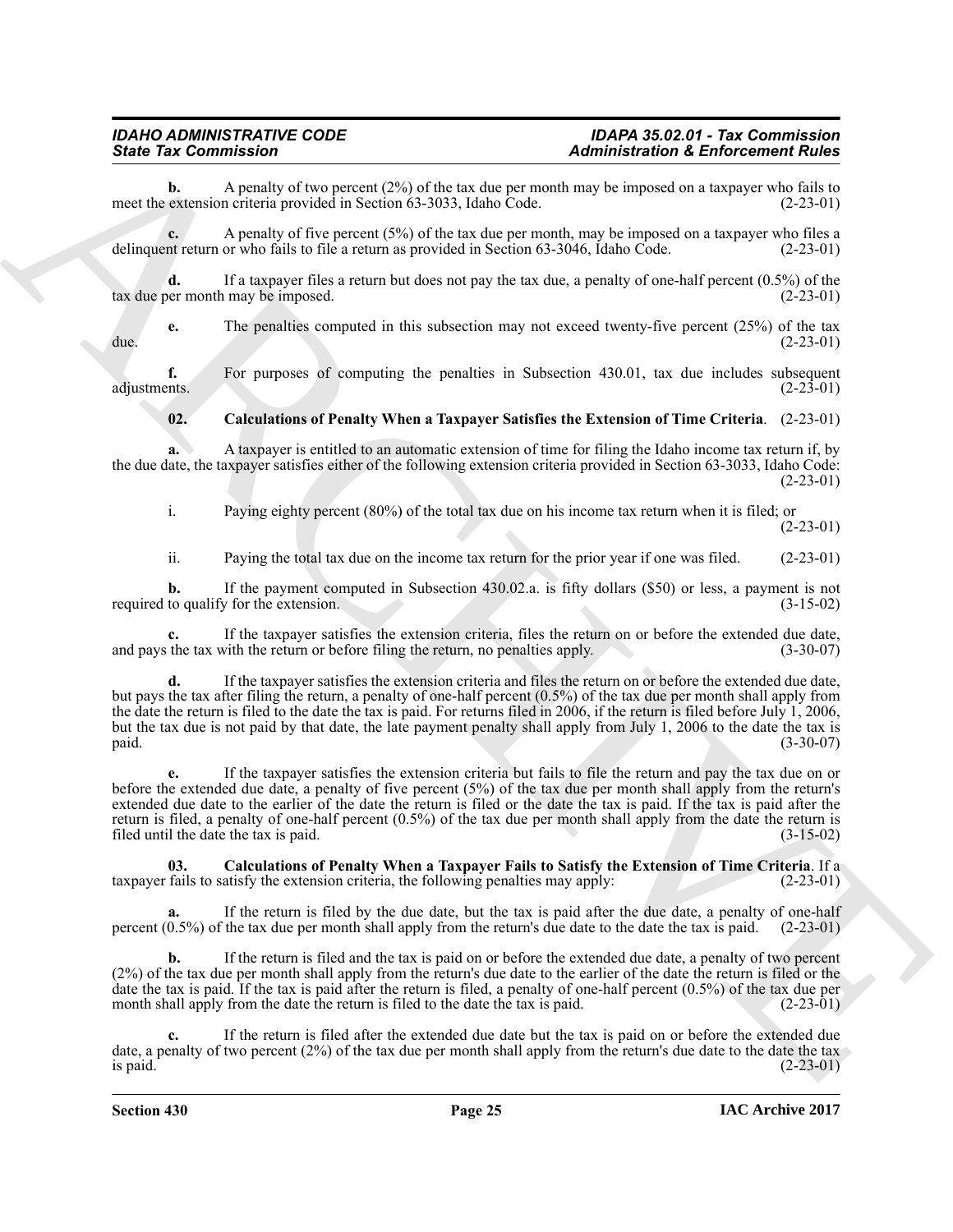**b.** A penalty of two percent (2%) of the tax due per month may be imposed on a taxpayer who fails to meet the extension criteria provided in Section 63-3033, Idaho Code. (2-23-01)

**c.** A penalty of five percent (5%) of the tax due per month, may be imposed on a taxpayer who files a delinquent return or who fails to file a return as provided in Section 63-3046, Idaho Code. (2-23-01)

**d.** If a taxpayer files a return but does not pay the tax due, a penalty of one-half percent (0.5%) of the tax due per month may be imposed. (2-23-01)

**e.** The penalties computed in this subsection may not exceed twenty-five percent (25%) of the tax due. (2-23-01)

**f.** For purposes of computing the penalties in Subsection 430.01, tax due includes subsequent adjustments. (2-23-01)

**02. Calculations of Penalty When a Taxpayer Satisfies the Extension of Time Criteria**. (2-23-01)

**a.** A taxpayer is entitled to an automatic extension of time for filing the Idaho income tax return if, by the due date, the taxpayer satisfies either of the following extension criteria provided in Section 63-3033, Idaho Code: (2-23-01)

i. Paying eighty percent (80%) of the total tax due on his income tax return when it is filed; or (2-23-01)

ii. Paying the total tax due on the income tax return for the prior year if one was filed. (2-23-01)

**b.** If the payment computed in Subsection 430.02.a. is fifty dollars ($50) or less, a payment is not required to qualify for the extension. (3-15-02)

**c.** If the taxpayer satisfies the extension criteria, files the return on or before the extended due date, and pays the tax with the return or before filing the return, no penalties apply. (3-30-07)

**d.** If the taxpayer satisfies the extension criteria and files the return on or before the extended due date, but pays the tax after filing the return, a penalty of one-half percent (0.5%) of the tax due per month shall apply from the date the return is filed to the date the tax is paid. For returns filed in 2006, if the return is filed before July 1, 2006, but the tax due is not paid by that date, the late payment penalty shall apply from July 1, 2006 to the date the tax is paid. (3-30-07)

**e.** If the taxpayer satisfies the extension criteria but fails to file the return and pay the tax due on or before the extended due date, a penalty of five percent (5%) of the tax due per month shall apply from the return's extended due date to the earlier of the date the return is filed or the date the tax is paid. If the tax is paid after the return is filed, a penalty of one-half percent (0.5%) of the tax due per month shall apply from the date the return is filed until the date the tax is paid. (3-15-02)

**03. Calculations of Penalty When a Taxpayer Fails to Satisfy the Extension of Time Criteria**. If a taxpayer fails to satisfy the extension criteria, the following penalties may apply: (2-23-01)

**a.** If the return is filed by the due date, but the tax is paid after the due date, a penalty of one-half percent (0.5%) of the tax due per month shall apply from the return's due date to the date the tax is paid. (2-23-01)

**b.** If the return is filed and the tax is paid on or before the extended due date, a penalty of two percent (2%) of the tax due per month shall apply from the return's due date to the earlier of the date the return is filed or the date the tax is paid. If the tax is paid after the return is filed, a penalty of one-half percent (0.5%) of the tax due per month shall apply from the date the return is filed to the date the tax is paid. (2-23-01)

**c.** If the return is filed after the extended due date but the tax is paid on or before the extended due date, a penalty of two percent (2%) of the tax due per month shall apply from the return's due date to the date the tax is paid. (2-23-01)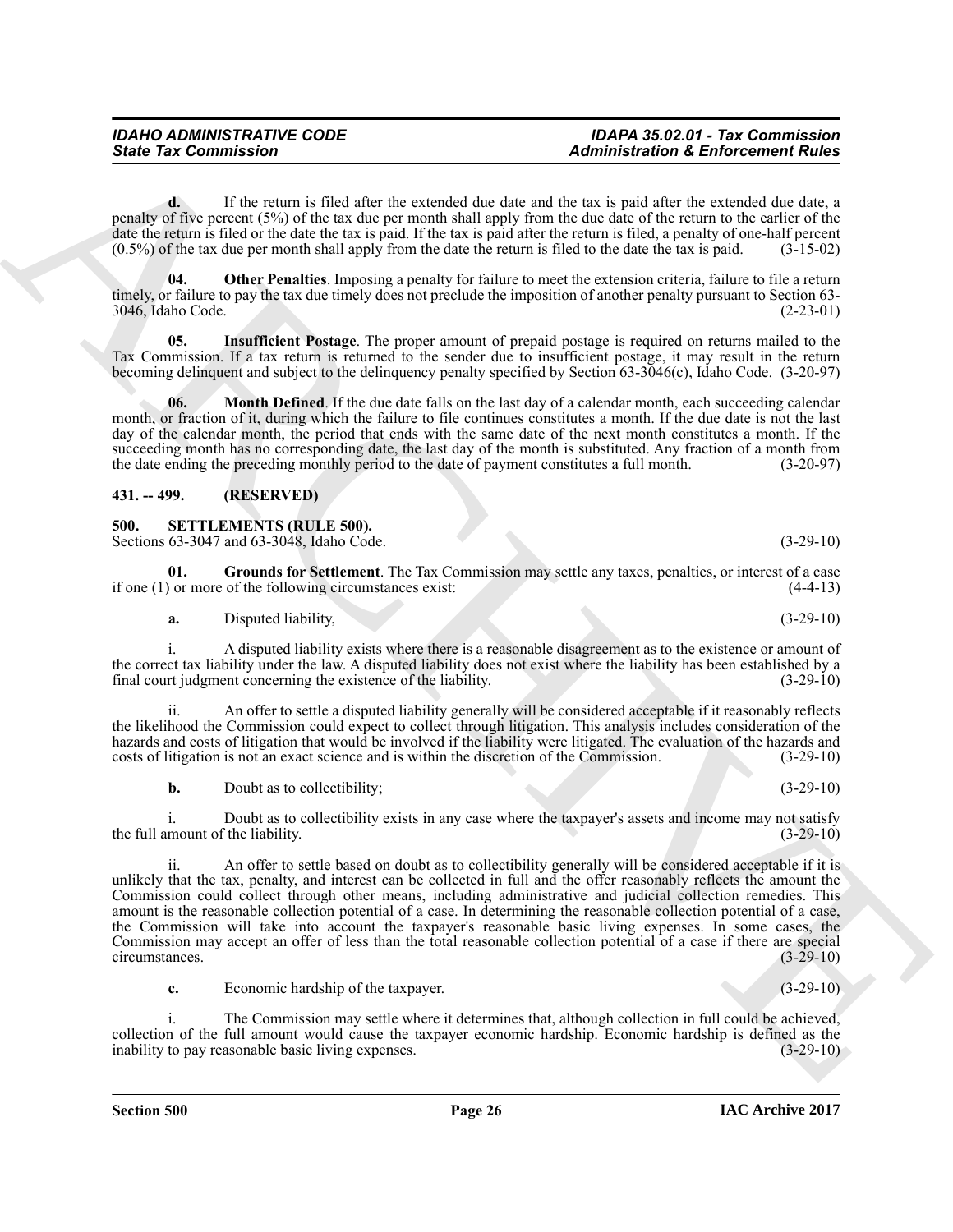**d.** If the return is filed after the extended due date and the tax is paid after the extended due date, a penalty of five percent (5%) of the tax due per month shall apply from the due date of the return to the earlier of the date the return is filed or the date the tax is paid. If the tax is paid after the return is filed, a penalty of one-half percent (0.5%) of the tax due per month shall apply from the date the return is filed to the date the tax is paid. (3-15-02)

**04. Other Penalties**. Imposing a penalty for failure to meet the extension criteria, failure to file a return timely, or failure to pay the tax due timely does not preclude the imposition of another penalty pursuant to Section 63-3046, Idaho Code. (2-23-01)

**05. Insufficient Postage**. The proper amount of prepaid postage is required on returns mailed to the Tax Commission. If a tax return is returned to the sender due to insufficient postage, it may result in the return becoming delinquent and subject to the delinquency penalty specified by Section 63-3046(c), Idaho Code. (3-20-97)

**06. Month Defined**. If the due date falls on the last day of a calendar month, each succeeding calendar month, or fraction of it, during which the failure to file continues constitutes a month. If the due date is not the last day of the calendar month, the period that ends with the same date of the next month constitutes a month. If the succeeding month has no corresponding date, the last day of the month is substituted. Any fraction of a month from the date ending the preceding monthly period to the date of payment constitutes a full month. (3-20-97)

## 431. -- 499. (RESERVED)

## 500. SETTLEMENTS (RULE 500).

Sections 63-3047 and 63-3048, Idaho Code. (3-29-10)

**01. Grounds for Settlement**. The Tax Commission may settle any taxes, penalties, or interest of a case if one (1) or more of the following circumstances exist: (4-4-13)

**a.** Disputed liability, (3-29-10)

i. A disputed liability exists where there is a reasonable disagreement as to the existence or amount of the correct tax liability under the law. A disputed liability does not exist where the liability has been established by a final court judgment concerning the existence of the liability. (3-29-10)

ii. An offer to settle a disputed liability generally will be considered acceptable if it reasonably reflects the likelihood the Commission could expect to collect through litigation. This analysis includes consideration of the hazards and costs of litigation that would be involved if the liability were litigated. The evaluation of the hazards and costs of litigation is not an exact science and is within the discretion of the Commission. (3-29-10)

**b.** Doubt as to collectibility; (3-29-10)

i. Doubt as to collectibility exists in any case where the taxpayer's assets and income may not satisfy the full amount of the liability. (3-29-10)

ii. An offer to settle based on doubt as to collectibility generally will be considered acceptable if it is unlikely that the tax, penalty, and interest can be collected in full and the offer reasonably reflects the amount the Commission could collect through other means, including administrative and judicial collection remedies. This amount is the reasonable collection potential of a case. In determining the reasonable collection potential of a case, the Commission will take into account the taxpayer's reasonable basic living expenses. In some cases, the Commission may accept an offer of less than the total reasonable collection potential of a case if there are special circumstances. (3-29-10)

**c.** Economic hardship of the taxpayer. (3-29-10)

i. The Commission may settle where it determines that, although collection in full could be achieved, collection of the full amount would cause the taxpayer economic hardship. Economic hardship is defined as the inability to pay reasonable basic living expenses. (3-29-10)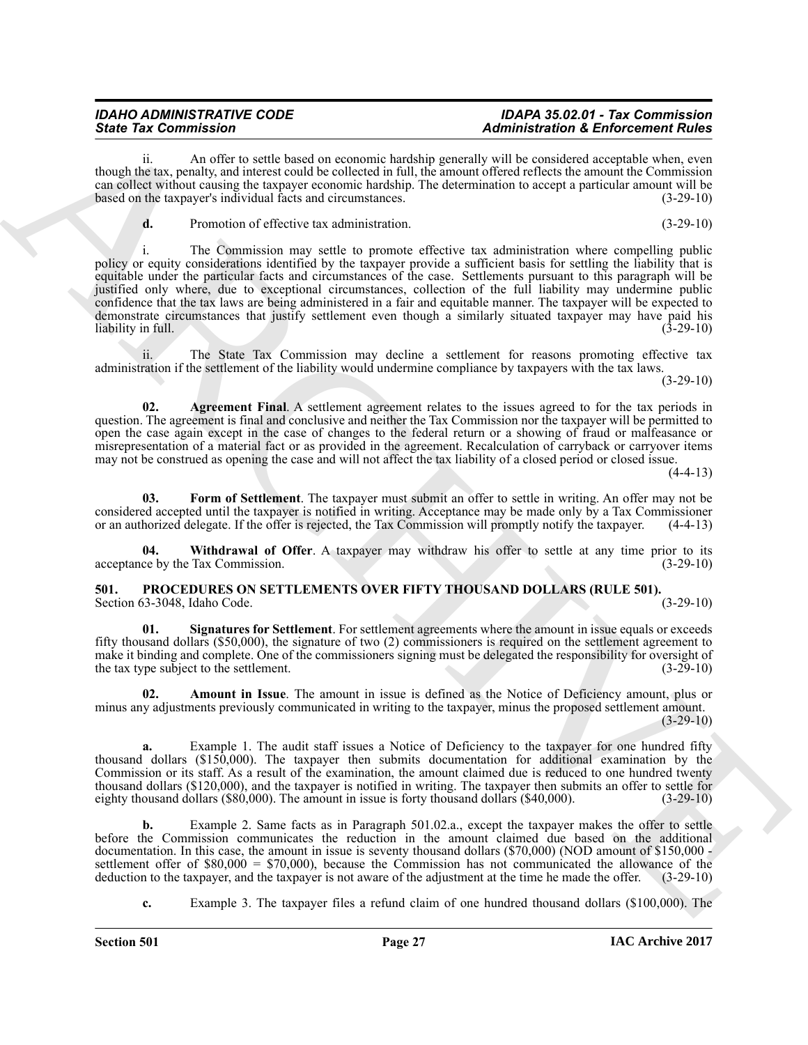ii. An offer to settle based on economic hardship generally will be considered acceptable when, even though the tax, penalty, and interest could be collected in full, the amount offered reflects the amount the Commission can collect without causing the taxpayer economic hardship. The determination to accept a particular amount will be based on the taxpayer's individual facts and circumstances. (3-29-10)

**d.** Promotion of effective tax administration. (3-29-10)

i. The Commission may settle to promote effective tax administration where compelling public policy or equity considerations identified by the taxpayer provide a sufficient basis for settling the liability that is equitable under the particular facts and circumstances of the case. Settlements pursuant to this paragraph will be justified only where, due to exceptional circumstances, collection of the full liability may undermine public confidence that the tax laws are being administered in a fair and equitable manner. The taxpayer will be expected to demonstrate circumstances that justify settlement even though a similarly situated taxpayer may have paid his liability in full. (3-29-10)

ii. The State Tax Commission may decline a settlement for reasons promoting effective tax administration if the settlement of the liability would undermine compliance by taxpayers with the tax laws. (3-29-10)

**02. Agreement Final**. A settlement agreement relates to the issues agreed to for the tax periods in question. The agreement is final and conclusive and neither the Tax Commission nor the taxpayer will be permitted to open the case again except in the case of changes to the federal return or a showing of fraud or malfeasance or misrepresentation of a material fact or as provided in the agreement. Recalculation of carryback or carryover items may not be construed as opening the case and will not affect the tax liability of a closed period or closed issue. (4-4-13)

**03. Form of Settlement**. The taxpayer must submit an offer to settle in writing. An offer may not be considered accepted until the taxpayer is notified in writing. Acceptance may be made only by a Tax Commissioner or an authorized delegate. If the offer is rejected, the Tax Commission will promptly notify the taxpayer. (4-4-13)

**04. Withdrawal of Offer**. A taxpayer may withdraw his offer to settle at any time prior to its acceptance by the Tax Commission. (3-29-10)

## 501. PROCEDURES ON SETTLEMENTS OVER FIFTY THOUSAND DOLLARS (RULE 501).

Section 63-3048, Idaho Code. (3-29-10)

**01. Signatures for Settlement**. For settlement agreements where the amount in issue equals or exceeds fifty thousand dollars ($50,000), the signature of two (2) commissioners is required on the settlement agreement to make it binding and complete. One of the commissioners signing must be delegated the responsibility for oversight of the tax type subject to the settlement. (3-29-10)

**02. Amount in Issue**. The amount in issue is defined as the Notice of Deficiency amount, plus or minus any adjustments previously communicated in writing to the taxpayer, minus the proposed settlement amount. (3-29-10)

**a.** Example 1. The audit staff issues a Notice of Deficiency to the taxpayer for one hundred fifty thousand dollars ($150,000). The taxpayer then submits documentation for additional examination by the Commission or its staff. As a result of the examination, the amount claimed due is reduced to one hundred twenty thousand dollars ($120,000), and the taxpayer is notified in writing. The taxpayer then submits an offer to settle for eighty thousand dollars ($80,000). The amount in issue is forty thousand dollars ($40,000). (3-29-10)

**b.** Example 2. Same facts as in Paragraph 501.02.a., except the taxpayer makes the offer to settle before the Commission communicates the reduction in the amount claimed due based on the additional documentation. In this case, the amount in issue is seventy thousand dollars ($70,000) (NOD amount of $150,000 - settlement offer of $80,000 = $70,000), because the Commission has not communicated the allowance of the deduction to the taxpayer, and the taxpayer is not aware of the adjustment at the time he made the offer. (3-29-10)

**c.** Example 3. The taxpayer files a refund claim of one hundred thousand dollars ($100,000). The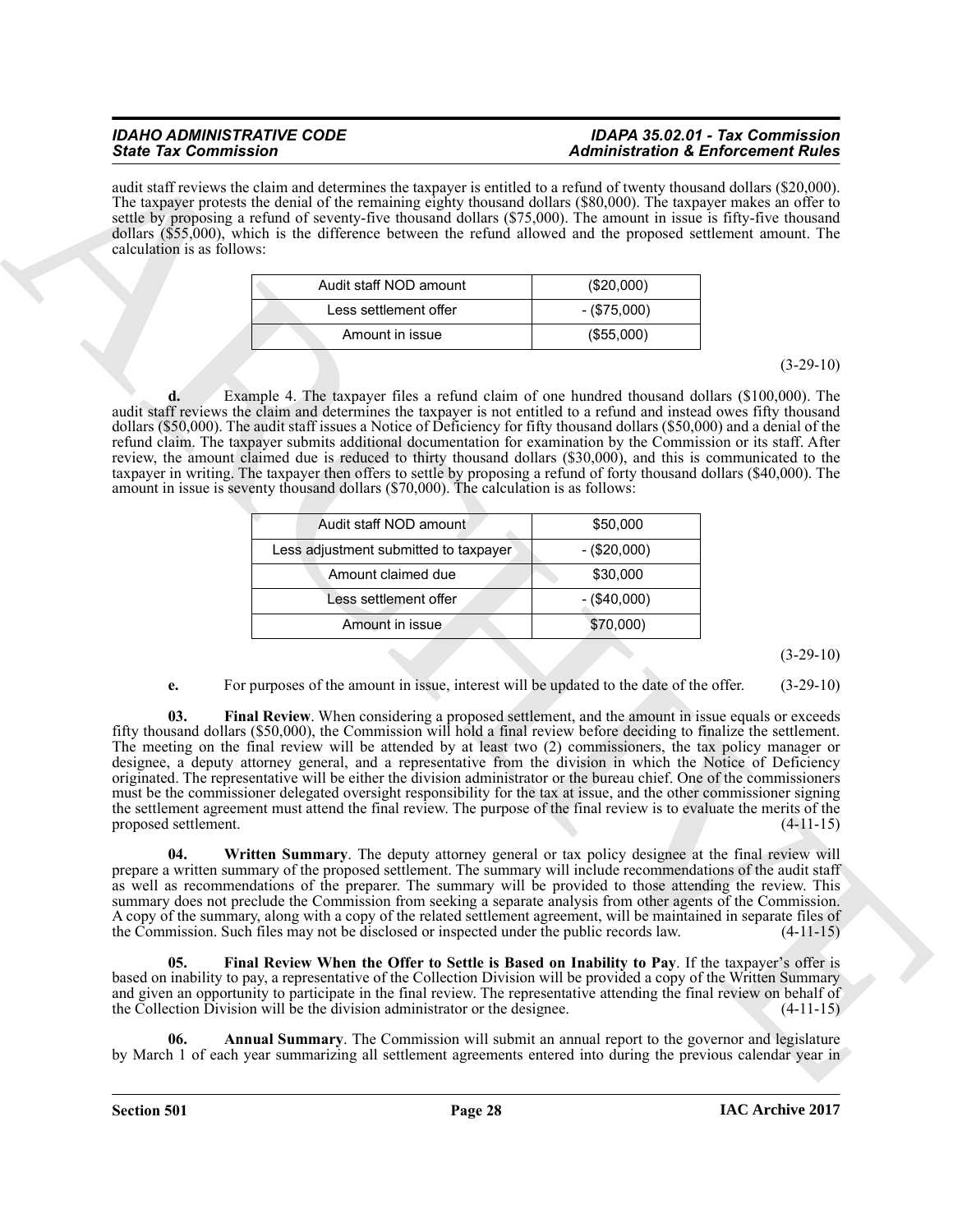audit staff reviews the claim and determines the taxpayer is entitled to a refund of twenty thousand dollars ($20,000). The taxpayer protests the denial of the remaining eighty thousand dollars ($80,000). The taxpayer makes an offer to settle by proposing a refund of seventy-five thousand dollars ($75,000). The amount in issue is fifty-five thousand dollars ($55,000), which is the difference between the refund allowed and the proposed settlement amount. The calculation is as follows:

| Audit staff NOD amount | ($20,000) |
|---|---|
| Less settlement offer | - ($75,000) |
| Amount in issue | ($55,000) |

(3-29-10)

**d.** Example 4. The taxpayer files a refund claim of one hundred thousand dollars ($100,000). The audit staff reviews the claim and determines the taxpayer is not entitled to a refund and instead owes fifty thousand dollars ($50,000). The audit staff issues a Notice of Deficiency for fifty thousand dollars ($50,000) and a denial of the refund claim. The taxpayer submits additional documentation for examination by the Commission or its staff. After review, the amount claimed due is reduced to thirty thousand dollars ($30,000), and this is communicated to the taxpayer in writing. The taxpayer then offers to settle by proposing a refund of forty thousand dollars ($40,000). The amount in issue is seventy thousand dollars ($70,000). The calculation is as follows:

| Audit staff NOD amount | $50,000 |
|---|---|
| Less adjustment submitted to taxpayer | - ($20,000) |
| Amount claimed due | $30,000 |
| Less settlement offer | - ($40,000) |
| Amount in issue | $70,000) |

(3-29-10)

**e.** For purposes of the amount in issue, interest will be updated to the date of the offer. (3-29-10)

**03. Final Review**. When considering a proposed settlement, and the amount in issue equals or exceeds fifty thousand dollars ($50,000), the Commission will hold a final review before deciding to finalize the settlement. The meeting on the final review will be attended by at least two (2) commissioners, the tax policy manager or designee, a deputy attorney general, and a representative from the division in which the Notice of Deficiency originated. The representative will be either the division administrator or the bureau chief. One of the commissioners must be the commissioner delegated oversight responsibility for the tax at issue, and the other commissioner signing the settlement agreement must attend the final review. The purpose of the final review is to evaluate the merits of the proposed settlement. (4-11-15)

**04. Written Summary**. The deputy attorney general or tax policy designee at the final review will prepare a written summary of the proposed settlement. The summary will include recommendations of the audit staff as well as recommendations of the preparer. The summary will be provided to those attending the review. This summary does not preclude the Commission from seeking a separate analysis from other agents of the Commission. A copy of the summary, along with a copy of the related settlement agreement, will be maintained in separate files of the Commission. Such files may not be disclosed or inspected under the public records law. (4-11-15)

**05. Final Review When the Offer to Settle is Based on Inability to Pay**. If the taxpayer's offer is based on inability to pay, a representative of the Collection Division will be provided a copy of the Written Summary and given an opportunity to participate in the final review. The representative attending the final review on behalf of the Collection Division will be the division administrator or the designee. (4-11-15)

**06. Annual Summary**. The Commission will submit an annual report to the governor and legislature by March 1 of each year summarizing all settlement agreements entered into during the previous calendar year in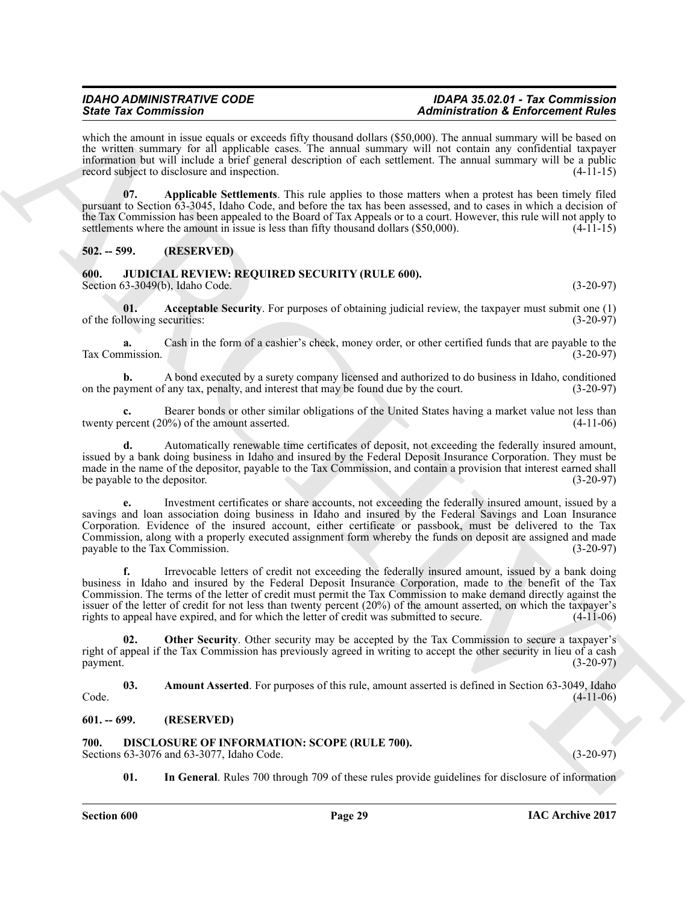which the amount in issue equals or exceeds fifty thousand dollars ($50,000). The annual summary will be based on the written summary for all applicable cases. The annual summary will not contain any confidential taxpayer information but will include a brief general description of each settlement. The annual summary will be a public record subject to disclosure and inspection. (4-11-15)

**07. Applicable Settlements**. This rule applies to those matters when a protest has been timely filed pursuant to Section 63-3045, Idaho Code, and before the tax has been assessed, and to cases in which a decision of the Tax Commission has been appealed to the Board of Tax Appeals or to a court. However, this rule will not apply to settlements where the amount in issue is less than fifty thousand dollars ($50,000). (4-11-15)

**502. -- 599. (RESERVED)**

**600. JUDICIAL REVIEW: REQUIRED SECURITY (RULE 600).**
Section 63-3049(b), Idaho Code. (3-20-97)

**01. Acceptable Security**. For purposes of obtaining judicial review, the taxpayer must submit one (1) of the following securities: (3-20-97)

**a.** Cash in the form of a cashier's check, money order, or other certified funds that are payable to the Tax Commission. (3-20-97)

**b.** A bond executed by a surety company licensed and authorized to do business in Idaho, conditioned on the payment of any tax, penalty, and interest that may be found due by the court. (3-20-97)

**c.** Bearer bonds or other similar obligations of the United States having a market value not less than twenty percent (20%) of the amount asserted. (4-11-06)

**d.** Automatically renewable time certificates of deposit, not exceeding the federally insured amount, issued by a bank doing business in Idaho and insured by the Federal Deposit Insurance Corporation. They must be made in the name of the depositor, payable to the Tax Commission, and contain a provision that interest earned shall be payable to the depositor. (3-20-97)

**e.** Investment certificates or share accounts, not exceeding the federally insured amount, issued by a savings and loan association doing business in Idaho and insured by the Federal Savings and Loan Insurance Corporation. Evidence of the insured account, either certificate or passbook, must be delivered to the Tax Commission, along with a properly executed assignment form whereby the funds on deposit are assigned and made payable to the Tax Commission. (3-20-97)

**f.** Irrevocable letters of credit not exceeding the federally insured amount, issued by a bank doing business in Idaho and insured by the Federal Deposit Insurance Corporation, made to the benefit of the Tax Commission. The terms of the letter of credit must permit the Tax Commission to make demand directly against the issuer of the letter of credit for not less than twenty percent (20%) of the amount asserted, on which the taxpayer's rights to appeal have expired, and for which the letter of credit was submitted to secure. (4-11-06)

**02. Other Security**. Other security may be accepted by the Tax Commission to secure a taxpayer's right of appeal if the Tax Commission has previously agreed in writing to accept the other security in lieu of a cash payment. (3-20-97)

**03. Amount Asserted**. For purposes of this rule, amount asserted is defined in Section 63-3049, Idaho Code. (4-11-06)

**601. -- 699. (RESERVED)**

**700. DISCLOSURE OF INFORMATION: SCOPE (RULE 700).**
Sections 63-3076 and 63-3077, Idaho Code. (3-20-97)

**01. In General**. Rules 700 through 709 of these rules provide guidelines for disclosure of information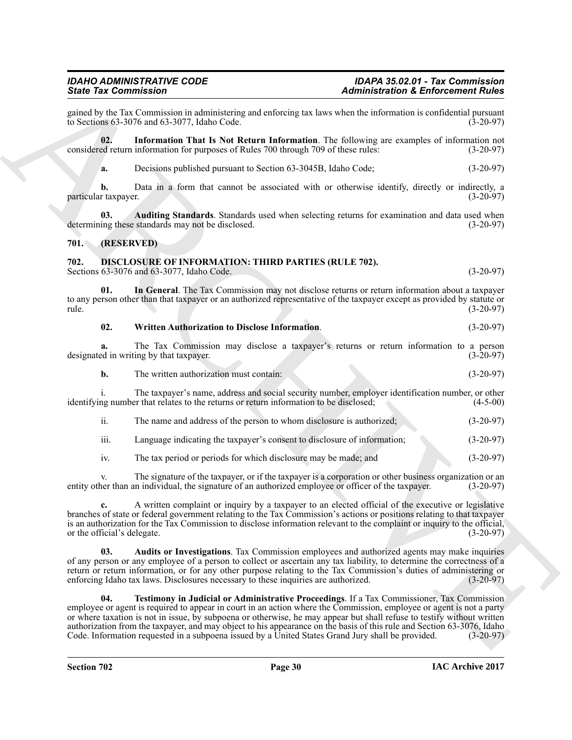gained by the Tax Commission in administering and enforcing tax laws when the information is confidential pursuant to Sections 63-3076 and 63-3077, Idaho Code. (3-20-97)

**02. Information That Is Not Return Information**. The following are examples of information not considered return information for purposes of Rules 700 through 709 of these rules: (3-20-97)

**a.** Decisions published pursuant to Section 63-3045B, Idaho Code; (3-20-97)

**b.** Data in a form that cannot be associated with or otherwise identify, directly or indirectly, a particular taxpayer. (3-20-97)

**03. Auditing Standards**. Standards used when selecting returns for examination and data used when determining these standards may not be disclosed. (3-20-97)

## 701. (RESERVED)

## 702. DISCLOSURE OF INFORMATION: THIRD PARTIES (RULE 702).

Sections 63-3076 and 63-3077, Idaho Code. (3-20-97)

**01. In General**. The Tax Commission may not disclose returns or return information about a taxpayer to any person other than that taxpayer or an authorized representative of the taxpayer except as provided by statute or rule. (3-20-97)

**02. Written Authorization to Disclose Information**. (3-20-97)

**a.** The Tax Commission may disclose a taxpayer's returns or return information to a person designated in writing by that taxpayer. (3-20-97)

**b.** The written authorization must contain: (3-20-97)

i. The taxpayer's name, address and social security number, employer identification number, or other identifying number that relates to the returns or return information to be disclosed; (4-5-00)

ii. The name and address of the person to whom disclosure is authorized; (3-20-97)

iii. Language indicating the taxpayer's consent to disclosure of information; (3-20-97)

iv. The tax period or periods for which disclosure may be made; and (3-20-97)

v. The signature of the taxpayer, or if the taxpayer is a corporation or other business organization or an entity other than an individual, the signature of an authorized employee or officer of the taxpayer. (3-20-97)

**c.** A written complaint or inquiry by a taxpayer to an elected official of the executive or legislative branches of state or federal government relating to the Tax Commission's actions or positions relating to that taxpayer is an authorization for the Tax Commission to disclose information relevant to the complaint or inquiry to the official, or the official's delegate. (3-20-97)

**03. Audits or Investigations**. Tax Commission employees and authorized agents may make inquiries of any person or any employee of a person to collect or ascertain any tax liability, to determine the correctness of a return or return information, or for any other purpose relating to the Tax Commission's duties of administering or enforcing Idaho tax laws. Disclosures necessary to these inquiries are authorized. (3-20-97)

**04. Testimony in Judicial or Administrative Proceedings**. If a Tax Commissioner, Tax Commission employee or agent is required to appear in court in an action where the Commission, employee or agent is not a party or where taxation is not in issue, by subpoena or otherwise, he may appear but shall refuse to testify without written authorization from the taxpayer, and may object to his appearance on the basis of this rule and Section 63-3076, Idaho Code. Information requested in a subpoena issued by a United States Grand Jury shall be provided. (3-20-97)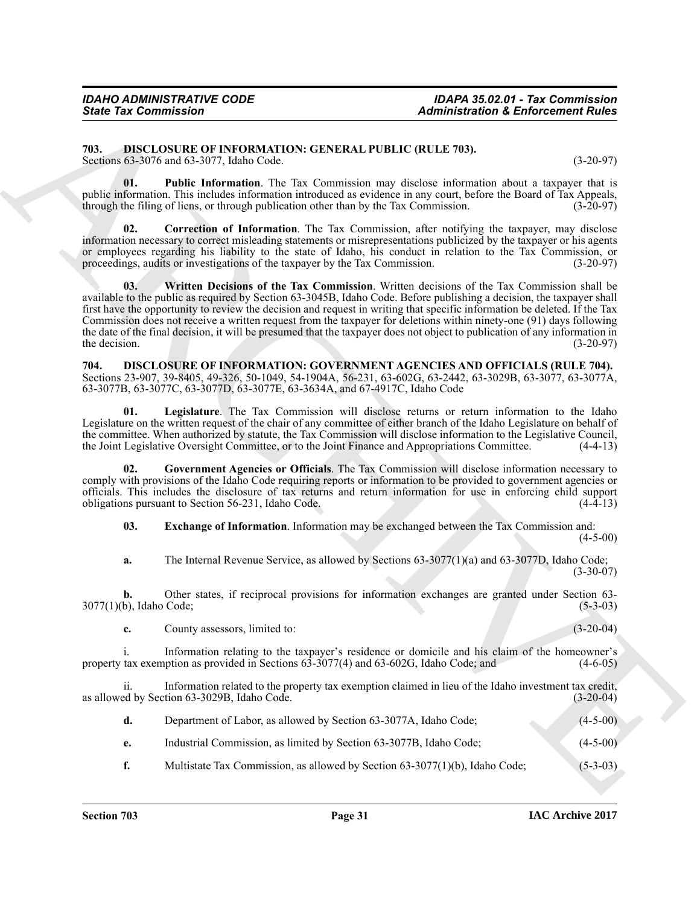### 703. DISCLOSURE OF INFORMATION: GENERAL PUBLIC (RULE 703).

Sections 63-3076 and 63-3077, Idaho Code. (3-20-97)

**01. Public Information**. The Tax Commission may disclose information about a taxpayer that is public information. This includes information introduced as evidence in any court, before the Board of Tax Appeals, through the filing of liens, or through publication other than by the Tax Commission. (3-20-97)

**02. Correction of Information**. The Tax Commission, after notifying the taxpayer, may disclose information necessary to correct misleading statements or misrepresentations publicized by the taxpayer or his agents or employees regarding his liability to the state of Idaho, his conduct in relation to the Tax Commission, or proceedings, audits or investigations of the taxpayer by the Tax Commission. (3-20-97)

**03. Written Decisions of the Tax Commission**. Written decisions of the Tax Commission shall be available to the public as required by Section 63-3045B, Idaho Code. Before publishing a decision, the taxpayer shall first have the opportunity to review the decision and request in writing that specific information be deleted. If the Tax Commission does not receive a written request from the taxpayer for deletions within ninety-one (91) days following the date of the final decision, it will be presumed that the taxpayer does not object to publication of any information in the decision. (3-20-97)

### 704. DISCLOSURE OF INFORMATION: GOVERNMENT AGENCIES AND OFFICIALS (RULE 704).

Sections 23-907, 39-8405, 49-326, 50-1049, 54-1904A, 56-231, 63-602G, 63-2442, 63-3029B, 63-3077, 63-3077A, 63-3077B, 63-3077C, 63-3077D, 63-3077E, 63-3634A, and 67-4917C, Idaho Code

**01. Legislature**. The Tax Commission will disclose returns or return information to the Idaho Legislature on the written request of the chair of any committee of either branch of the Idaho Legislature on behalf of the committee. When authorized by statute, the Tax Commission will disclose information to the Legislative Council, the Joint Legislative Oversight Committee, or to the Joint Finance and Appropriations Committee. (4-4-13)

**02. Government Agencies or Officials**. The Tax Commission will disclose information necessary to comply with provisions of the Idaho Code requiring reports or information to be provided to government agencies or officials. This includes the disclosure of tax returns and return information for use in enforcing child support obligations pursuant to Section 56-231, Idaho Code. (4-4-13)

**03. Exchange of Information**. Information may be exchanged between the Tax Commission and: (4-5-00)

**a.** The Internal Revenue Service, as allowed by Sections 63-3077(1)(a) and 63-3077D, Idaho Code; (3-30-07)

**b.** Other states, if reciprocal provisions for information exchanges are granted under Section 63-3077(1)(b), Idaho Code; (5-3-03)

**c.** County assessors, limited to: (3-20-04)

i. Information relating to the taxpayer's residence or domicile and his claim of the homeowner's property tax exemption as provided in Sections 63-3077(4) and 63-602G, Idaho Code; and (4-6-05)

ii. Information related to the property tax exemption claimed in lieu of the Idaho investment tax credit, as allowed by Section 63-3029B, Idaho Code. (3-20-04)

**d.** Department of Labor, as allowed by Section 63-3077A, Idaho Code; (4-5-00)

**e.** Industrial Commission, as limited by Section 63-3077B, Idaho Code; (4-5-00)

**f.** Multistate Tax Commission, as allowed by Section 63-3077(1)(b), Idaho Code; (5-3-03)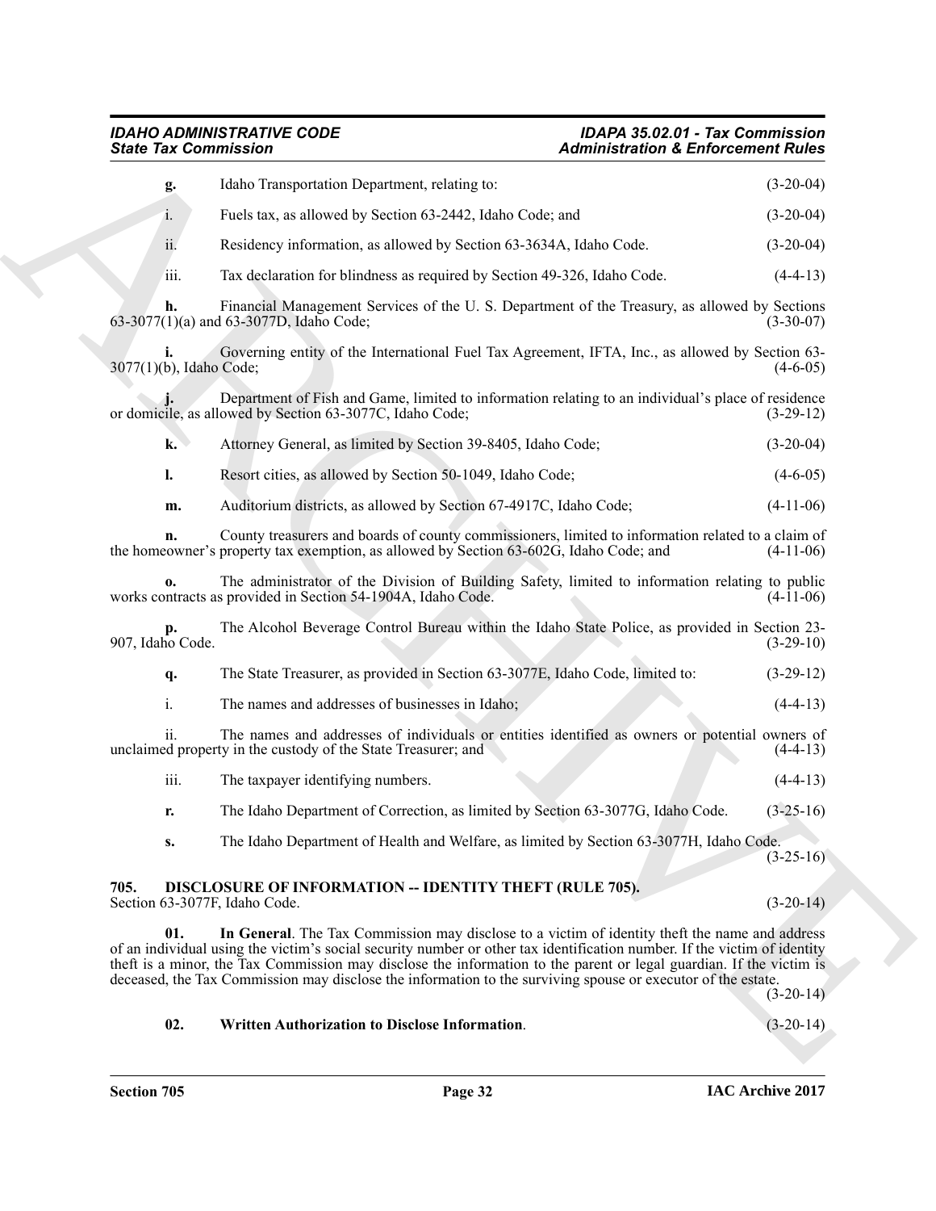**g.** Idaho Transportation Department, relating to: (3-20-04)

i. Fuels tax, as allowed by Section 63-2442, Idaho Code; and (3-20-04)

ii. Residency information, as allowed by Section 63-3634A, Idaho Code. (3-20-04)

iii. Tax declaration for blindness as required by Section 49-326, Idaho Code. (4-4-13)

**h.** Financial Management Services of the U. S. Department of the Treasury, as allowed by Sections 63-3077(1)(a) and 63-3077D, Idaho Code; (3-30-07)

**i.** Governing entity of the International Fuel Tax Agreement, IFTA, Inc., as allowed by Section 63-3077(1)(b), Idaho Code; (4-6-05)

**j.** Department of Fish and Game, limited to information relating to an individual's place of residence or domicile, as allowed by Section 63-3077C, Idaho Code; (3-29-12)

**k.** Attorney General, as limited by Section 39-8405, Idaho Code; (3-20-04)

**l.** Resort cities, as allowed by Section 50-1049, Idaho Code; (4-6-05)

**m.** Auditorium districts, as allowed by Section 67-4917C, Idaho Code; (4-11-06)

**n.** County treasurers and boards of county commissioners, limited to information related to a claim of the homeowner's property tax exemption, as allowed by Section 63-602G, Idaho Code; and (4-11-06)

**o.** The administrator of the Division of Building Safety, limited to information relating to public works contracts as provided in Section 54-1904A, Idaho Code. (4-11-06)

**p.** The Alcohol Beverage Control Bureau within the Idaho State Police, as provided in Section 23-907, Idaho Code. (3-29-10)

**q.** The State Treasurer, as provided in Section 63-3077E, Idaho Code, limited to: (3-29-12)

i. The names and addresses of businesses in Idaho; (4-4-13)

ii. The names and addresses of individuals or entities identified as owners or potential owners of unclaimed property in the custody of the State Treasurer; and (4-4-13)

iii. The taxpayer identifying numbers. (4-4-13)

**r.** The Idaho Department of Correction, as limited by Section 63-3077G, Idaho Code. (3-25-16)

**s.** The Idaho Department of Health and Welfare, as limited by Section 63-3077H, Idaho Code. (3-25-16)

## 705. DISCLOSURE OF INFORMATION -- IDENTITY THEFT (RULE 705).

Section 63-3077F, Idaho Code. (3-20-14)

**01. In General**. The Tax Commission may disclose to a victim of identity theft the name and address of an individual using the victim's social security number or other tax identification number. If the victim of identity theft is a minor, the Tax Commission may disclose the information to the parent or legal guardian. If the victim is deceased, the Tax Commission may disclose the information to the surviving spouse or executor of the estate. (3-20-14)

**02. Written Authorization to Disclose Information**. (3-20-14)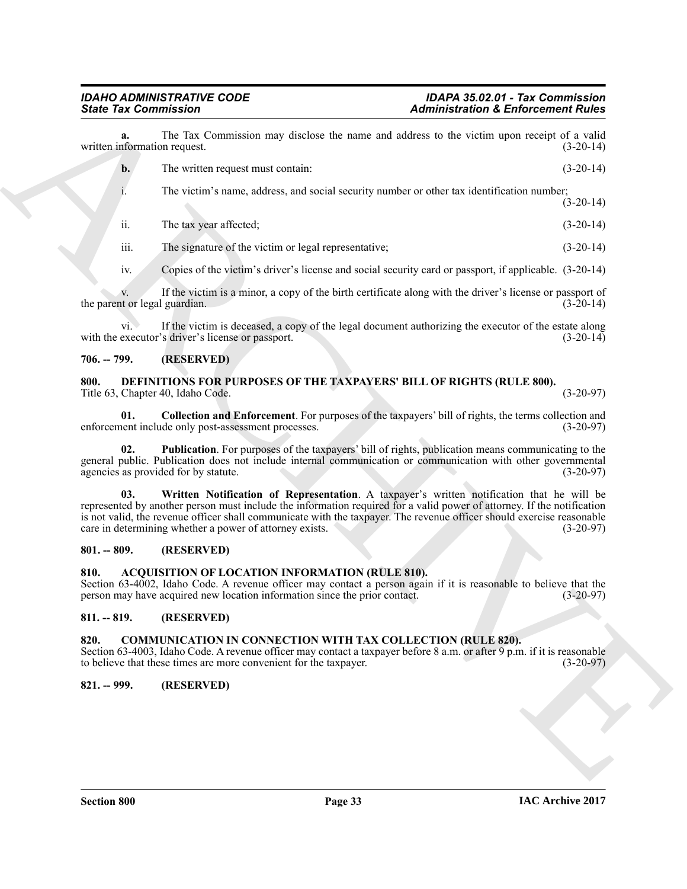**a.** The Tax Commission may disclose the name and address to the victim upon receipt of a valid written information request. (3-20-14)

**b.** The written request must contain: (3-20-14)

i. The victim's name, address, and social security number or other tax identification number; (3-20-14)

ii. The tax year affected; (3-20-14)

iii. The signature of the victim or legal representative; (3-20-14)

iv. Copies of the victim's driver's license and social security card or passport, if applicable. (3-20-14)

v. If the victim is a minor, a copy of the birth certificate along with the driver's license or passport of the parent or legal guardian. (3-20-14)

vi. If the victim is deceased, a copy of the legal document authorizing the executor of the estate along with the executor's driver's license or passport. (3-20-14)

### 706. -- 799. (RESERVED)

### 800. DEFINITIONS FOR PURPOSES OF THE TAXPAYERS' BILL OF RIGHTS (RULE 800).

Title 63, Chapter 40, Idaho Code. (3-20-97)

**01. Collection and Enforcement**. For purposes of the taxpayers' bill of rights, the terms collection and enforcement include only post-assessment processes. (3-20-97)

**02. Publication**. For purposes of the taxpayers' bill of rights, publication means communicating to the general public. Publication does not include internal communication or communication with other governmental agencies as provided for by statute. (3-20-97)

**03. Written Notification of Representation**. A taxpayer's written notification that he will be represented by another person must include the information required for a valid power of attorney. If the notification is not valid, the revenue officer shall communicate with the taxpayer. The revenue officer should exercise reasonable care in determining whether a power of attorney exists. (3-20-97)

### 801. -- 809. (RESERVED)

### 810. ACQUISITION OF LOCATION INFORMATION (RULE 810).

Section 63-4002, Idaho Code. A revenue officer may contact a person again if it is reasonable to believe that the person may have acquired new location information since the prior contact. (3-20-97)

### 811. -- 819. (RESERVED)

### 820. COMMUNICATION IN CONNECTION WITH TAX COLLECTION (RULE 820).

Section 63-4003, Idaho Code. A revenue officer may contact a taxpayer before 8 a.m. or after 9 p.m. if it is reasonable to believe that these times are more convenient for the taxpayer. (3-20-97)

### 821. -- 999. (RESERVED)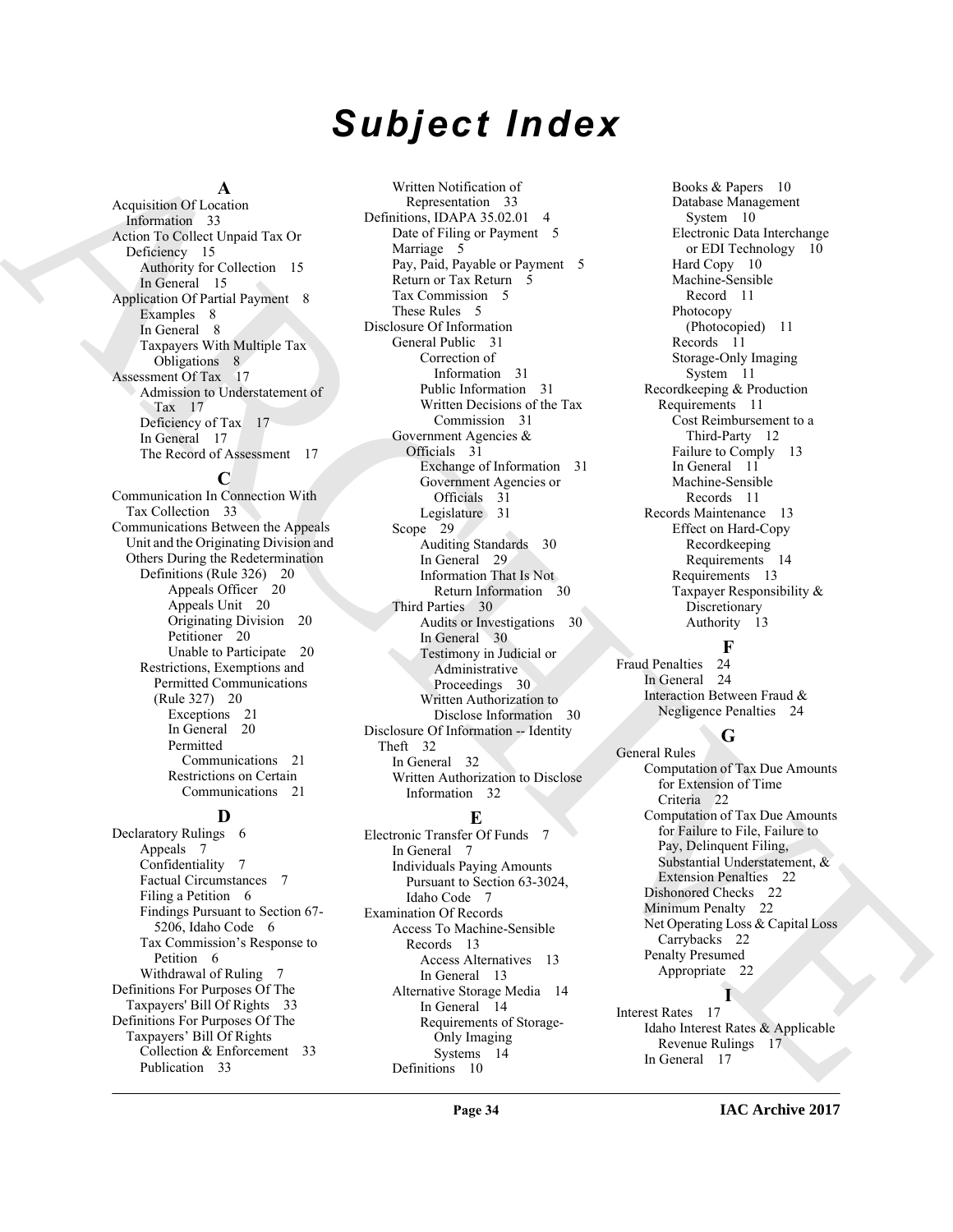# Subject Index

**A**

Acquisition Of Location Information 33
Action To Collect Unpaid Tax Or Deficiency 15
- Authority for Collection 15
- In General 15

Application Of Partial Payment 8
- Examples 8
- In General 8
- Taxpayers With Multiple Tax Obligations 8

Assessment Of Tax 17
- Admission to Understatement of Tax 17
- Deficiency of Tax 17
- In General 17
- The Record of Assessment 17

**C**

Communication In Connection With Tax Collection 33
Communications Between the Appeals Unit and the Originating Division and Others During the Redetermination
- Definitions (Rule 326) 20
  - Appeals Officer 20
  - Appeals Unit 20
  - Originating Division 20
  - Petitioner 20
  - Unable to Participate 20
- Restrictions, Exemptions and Permitted Communications (Rule 327) 20
  - Exceptions 21
  - In General 20
  - Permitted Communications 21
  - Restrictions on Certain Communications 21

**D**

Declaratory Rulings 6
- Appeals 7
- Confidentiality 7
- Factual Circumstances 7
- Filing a Petition 6
- Findings Pursuant to Section 67-5206, Idaho Code 6
- Tax Commission's Response to Petition 6
- Withdrawal of Ruling 7

Definitions For Purposes Of The Taxpayers' Bill Of Rights 33
Definitions For Purposes Of The Taxpayers' Bill Of Rights
- Collection & Enforcement 33
- Publication 33
- Written Notification of Representation 33

Definitions, IDAPA 35.02.01 4
- Date of Filing or Payment 5
- Marriage 5
- Pay, Paid, Payable or Payment 5
- Return or Tax Return 5
- Tax Commission 5
- These Rules 5

Disclosure Of Information
- General Public 31
  - Correction of Information 31
  - Public Information 31
  - Written Decisions of the Tax Commission 31
- Government Agencies & Officials 31
  - Exchange of Information 31
  - Government Agencies or Officials 31
  - Legislature 31
- Scope 29
  - Auditing Standards 30
  - In General 29
  - Information That Is Not Return Information 30
- Third Parties 30
  - Audits or Investigations 30
  - In General 30
  - Testimony in Judicial or Administrative Proceedings 30
  - Written Authorization to Disclose Information 30

Disclosure Of Information -- Identity Theft 32
- In General 32
- Written Authorization to Disclose Information 32

**E**

Electronic Transfer Of Funds 7
- In General 7
- Individuals Paying Amounts Pursuant to Section 63-3024, Idaho Code 7

Examination Of Records
- Access To Machine-Sensible Records 13
  - Access Alternatives 13
  - In General 13
- Alternative Storage Media 14
  - In General 14
  - Requirements of Storage-Only Imaging Systems 14
- Definitions 10
  - Books & Papers 10
  - Database Management System 10
  - Electronic Data Interchange or EDI Technology 10
  - Hard Copy 10
  - Machine-Sensible Record 11
  - Photocopy (Photocopied) 11
  - Records 11
  - Storage-Only Imaging System 11
- Recordkeeping & Production Requirements 11
  - Cost Reimbursement to a Third-Party 12
  - Failure to Comply 13
  - In General 11
  - Machine-Sensible Records 11
- Records Maintenance 13
  - Effect on Hard-Copy Recordkeeping Requirements 14
  - Requirements 13
  - Taxpayer Responsibility & Discretionary Authority 13

**F**

Fraud Penalties 24
- In General 24
- Interaction Between Fraud & Negligence Penalties 24

**G**

General Rules
- Computation of Tax Due Amounts for Extension of Time Criteria 22
- Computation of Tax Due Amounts for Failure to File, Failure to Pay, Delinquent Filing, Substantial Understatement, & Extension Penalties 22
- Dishonored Checks 22
- Minimum Penalty 22
- Net Operating Loss & Capital Loss Carrybacks 22
- Penalty Presumed Appropriate 22

**I**

Interest Rates 17
- Idaho Interest Rates & Applicable Revenue Rulings 17
- In General 17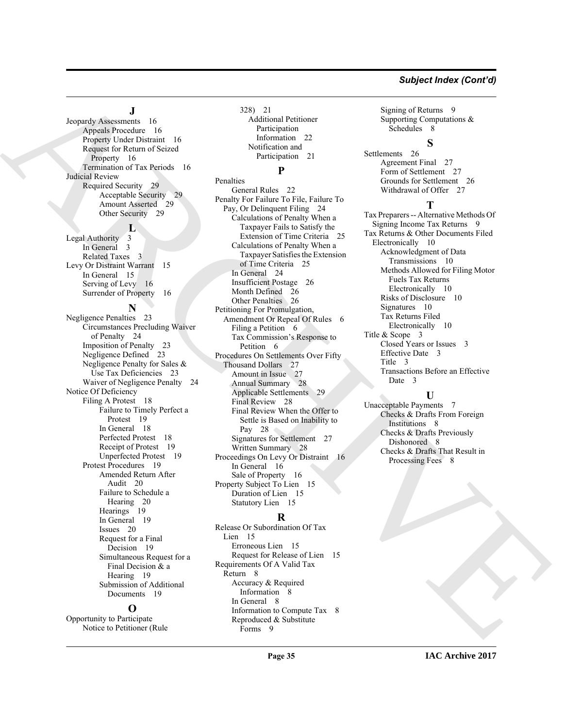## Subject Index (Cont'd)

### J

Jeopardy Assessments 16
- Appeals Procedure 16
- Property Under Distraint 16
- Request for Return of Seized Property 16
- Termination of Tax Periods 16

Judicial Review
- Required Security 29
  - Acceptable Security 29
  - Amount Asserted 29
  - Other Security 29

### L

Legal Authority 3
- In General 3
- Related Taxes 3

Levy Or Distraint Warrant 15
- In General 15
- Serving of Levy 16
- Surrender of Property 16

### N

Negligence Penalties 23
- Circumstances Precluding Waiver of Penalty 24
- Imposition of Penalty 23
- Negligence Defined 23
- Negligence Penalty for Sales & Use Tax Deficiencies 23
- Waiver of Negligence Penalty 24

Notice Of Deficiency
- Filing A Protest 18
  - Failure to Timely Perfect a Protest 19
  - In General 18
  - Perfected Protest 18
  - Receipt of Protest 19
  - Unperfected Protest 19
- Protest Procedures 19
  - Amended Return After Audit 20
  - Failure to Schedule a Hearing 20
  - Hearings 19
  - In General 19
  - Issues 20
  - Request for a Final Decision 19
  - Simultaneous Request for a Final Decision & a Hearing 19
  - Submission of Additional Documents 19

### O

Opportunity to Participate
- Notice to Petitioner (Rule 328) 21
  - Additional Petitioner Participation Information 22
  - Notification and Participation 21

### P

Penalties
- General Rules 22

Penalty For Failure To File, Failure To Pay, Or Delinquent Filing 24
- Calculations of Penalty When a Taxpayer Fails to Satisfy the Extension of Time Criteria 25
- Calculations of Penalty When a Taxpayer Satisfies the Extension of Time Criteria 25
- In General 24
- Insufficient Postage 26
- Month Defined 26
- Other Penalties 26

Petitioning For Promulgation, Amendment Or Repeal Of Rules 6
- Filing a Petition 6
- Tax Commission's Response to Petition 6

Procedures On Settlements Over Fifty Thousand Dollars 27
- Amount in Issue 27
- Annual Summary 28
- Applicable Settlements 29
- Final Review 28
- Final Review When the Offer to Settle is Based on Inability to Pay 28
- Signatures for Settlement 27
- Written Summary 28

Proceedings On Levy Or Distraint 16
- In General 16
- Sale of Property 16

Property Subject To Lien 15
- Duration of Lien 15
- Statutory Lien 15

### R

Release Or Subordination Of Tax Lien 15
- Erroneous Lien 15
- Request for Release of Lien 15

Requirements Of A Valid Tax Return 8
- Accuracy & Required Information 8
- In General 8
- Information to Compute Tax 8
- Reproduced & Substitute Forms 9
- Signing of Returns 9
- Supporting Computations & Schedules 8

### S

Settlements 26
- Agreement Final 27
- Form of Settlement 27
- Grounds for Settlement 26
- Withdrawal of Offer 27

### T

Tax Preparers -- Alternative Methods Of Signing Income Tax Returns 9

Tax Returns & Other Documents Filed Electronically 10
- Acknowledgment of Data Transmissions 10
- Methods Allowed for Filing Motor Fuels Tax Returns Electronically 10
- Risks of Disclosure 10
- Signatures 10
- Tax Returns Filed Electronically 10

Title & Scope 3
- Closed Years or Issues 3
- Effective Date 3
- Title 3
- Transactions Before an Effective Date 3

### U

Unacceptable Payments 7
- Checks & Drafts From Foreign Institutions 8
- Checks & Drafts Previously Dishonored 8
- Checks & Drafts That Result in Processing Fees 8